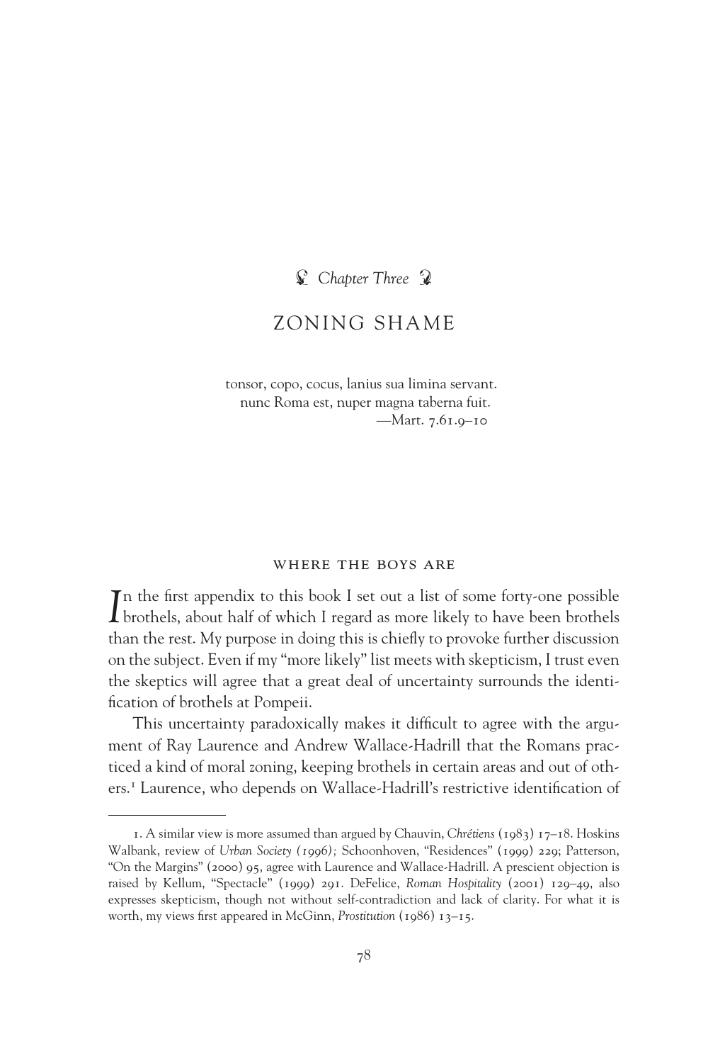## Chapter Three

# ZONING SHAME

> tonsor, copo, cocus, lanius sua limina servant.
> nunc Roma est, nuper magna taberna fuit.
> —Mart. 7.61.9–10

### WHERE THE BOYS ARE

In the first appendix to this book I set out a list of some forty-one possible brothels, about half of which I regard as more likely to have been brothels than the rest. My purpose in doing this is chiefly to provoke further discussion on the subject. Even if my "more likely" list meets with skepticism, I trust even the skeptics will agree that a great deal of uncertainty surrounds the identification of brothels at Pompeii.

This uncertainty paradoxically makes it difficult to agree with the argument of Ray Laurence and Andrew Wallace-Hadrill that the Romans practiced a kind of moral zoning, keeping brothels in certain areas and out of others.[1] Laurence, who depends on Wallace-Hadrill's restrictive identification of

---

1. A similar view is more assumed than argued by Chauvin, *Chrétiens* (1983) 17–18. Hoskins Walbank, review of *Urban Society (1996)*; Schoonhoven, "Residences" (1999) 229; Patterson, "On the Margins" (2000) 95, agree with Laurence and Wallace-Hadrill. A prescient objection is raised by Kellum, "Spectacle" (1999) 291. DeFelice, *Roman Hospitality* (2001) 129–49, also expresses skepticism, though not without self-contradiction and lack of clarity. For what it is worth, my views first appeared in McGinn, *Prostitution* (1986) 13–15.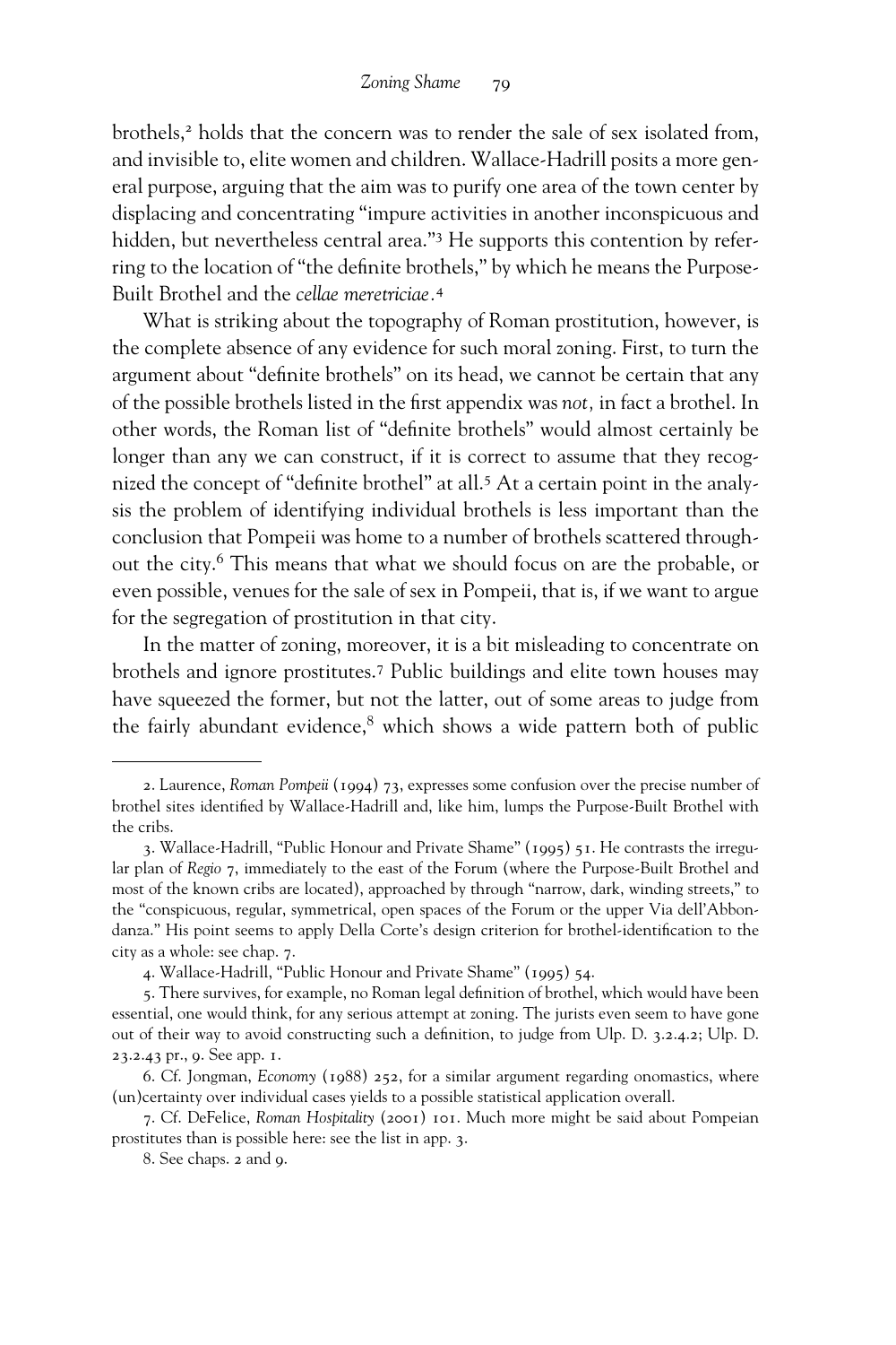brothels,[2] holds that the concern was to render the sale of sex isolated from, and invisible to, elite women and children. Wallace-Hadrill posits a more general purpose, arguing that the aim was to purify one area of the town center by displacing and concentrating "impure activities in another inconspicuous and hidden, but nevertheless central area."[3] He supports this contention by referring to the location of "the definite brothels," by which he means the Purpose-Built Brothel and the *cellae meretriciae*.[4]

What is striking about the topography of Roman prostitution, however, is the complete absence of any evidence for such moral zoning. First, to turn the argument about "definite brothels" on its head, we cannot be certain that any of the possible brothels listed in the first appendix was *not,* in fact a brothel. In other words, the Roman list of "definite brothels" would almost certainly be longer than any we can construct, if it is correct to assume that they recognized the concept of "definite brothel" at all.[5] At a certain point in the analysis the problem of identifying individual brothels is less important than the conclusion that Pompeii was home to a number of brothels scattered throughout the city.[6] This means that what we should focus on are the probable, or even possible, venues for the sale of sex in Pompeii, that is, if we want to argue for the segregation of prostitution in that city.

In the matter of zoning, moreover, it is a bit misleading to concentrate on brothels and ignore prostitutes.[7] Public buildings and elite town houses may have squeezed the former, but not the latter, out of some areas to judge from the fairly abundant evidence,[8] which shows a wide pattern both of public

---

2. Laurence, *Roman Pompeii* (1994) 73, expresses some confusion over the precise number of brothel sites identified by Wallace-Hadrill and, like him, lumps the Purpose-Built Brothel with the cribs.

3. Wallace-Hadrill, "Public Honour and Private Shame" (1995) 51. He contrasts the irregular plan of *Regio* 7, immediately to the east of the Forum (where the Purpose-Built Brothel and most of the known cribs are located), approached by through "narrow, dark, winding streets," to the "conspicuous, regular, symmetrical, open spaces of the Forum or the upper Via dell'Abbondanza." His point seems to apply Della Corte's design criterion for brothel-identification to the city as a whole: see chap. 7.

4. Wallace-Hadrill, "Public Honour and Private Shame" (1995) 54.

5. There survives, for example, no Roman legal definition of brothel, which would have been essential, one would think, for any serious attempt at zoning. The jurists even seem to have gone out of their way to avoid constructing such a definition, to judge from Ulp. D. 3.2.4.2; Ulp. D. 23.2.43 pr., 9. See app. 1.

6. Cf. Jongman, *Economy* (1988) 252, for a similar argument regarding onomastics, where (un)certainty over individual cases yields to a possible statistical application overall.

7. Cf. DeFelice, *Roman Hospitality* (2001) 101. Much more might be said about Pompeian prostitutes than is possible here: see the list in app. 3.

8. See chaps. 2 and 9.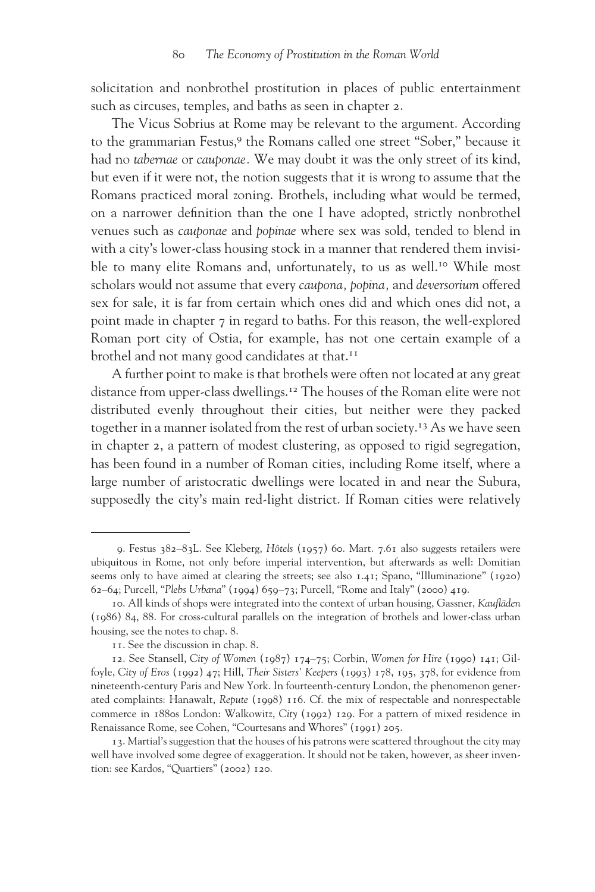solicitation and nonbrothel prostitution in places of public entertainment such as circuses, temples, and baths as seen in chapter 2.

The Vicus Sobrius at Rome may be relevant to the argument. According to the grammarian Festus,[9] the Romans called one street "Sober," because it had no *tabernae* or *cauponae*. We may doubt it was the only street of its kind, but even if it were not, the notion suggests that it is wrong to assume that the Romans practiced moral zoning. Brothels, including what would be termed, on a narrower definition than the one I have adopted, strictly nonbrothel venues such as *cauponae* and *popinae* where sex was sold, tended to blend in with a city's lower-class housing stock in a manner that rendered them invisible to many elite Romans and, unfortunately, to us as well.[10] While most scholars would not assume that every *caupona, popina,* and *deversorium* offered sex for sale, it is far from certain which ones did and which ones did not, a point made in chapter 7 in regard to baths. For this reason, the well-explored Roman port city of Ostia, for example, has not one certain example of a brothel and not many good candidates at that.[11]

A further point to make is that brothels were often not located at any great distance from upper-class dwellings.[12] The houses of the Roman elite were not distributed evenly throughout their cities, but neither were they packed together in a manner isolated from the rest of urban society.[13] As we have seen in chapter 2, a pattern of modest clustering, as opposed to rigid segregation, has been found in a number of Roman cities, including Rome itself, where a large number of aristocratic dwellings were located in and near the Subura, supposedly the city's main red-light district. If Roman cities were relatively

---

9. Festus 382–83L. See Kleberg, *Hôtels* (1957) 60. Mart. 7.61 also suggests retailers were ubiquitous in Rome, not only before imperial intervention, but afterwards as well: Domitian seems only to have aimed at clearing the streets; see also 1.41; Spano, "Illuminazione" (1920) 62–64; Purcell, "*Plebs Urbana*" (1994) 659–73; Purcell, "Rome and Italy" (2000) 419.

10. All kinds of shops were integrated into the context of urban housing, Gassner, *Kaufläden* (1986) 84, 88. For cross-cultural parallels on the integration of brothels and lower-class urban housing, see the notes to chap. 8.

11. See the discussion in chap. 8.

12. See Stansell, *City of Women* (1987) 174–75; Corbin, *Women for Hire* (1990) 141; Gilfoyle, *City of Eros* (1992) 47; Hill, *Their Sisters' Keepers* (1993) 178, 195, 378, for evidence from nineteenth-century Paris and New York. In fourteenth-century London, the phenomenon generated complaints: Hanawalt, *Repute* (1998) 116. Cf. the mix of respectable and nonrespectable commerce in 1880s London: Walkowitz, *City* (1992) 129. For a pattern of mixed residence in Renaissance Rome, see Cohen, "Courtesans and Whores" (1991) 205.

13. Martial's suggestion that the houses of his patrons were scattered throughout the city may well have involved some degree of exaggeration. It should not be taken, however, as sheer invention: see Kardos, "Quartiers" (2002) 120.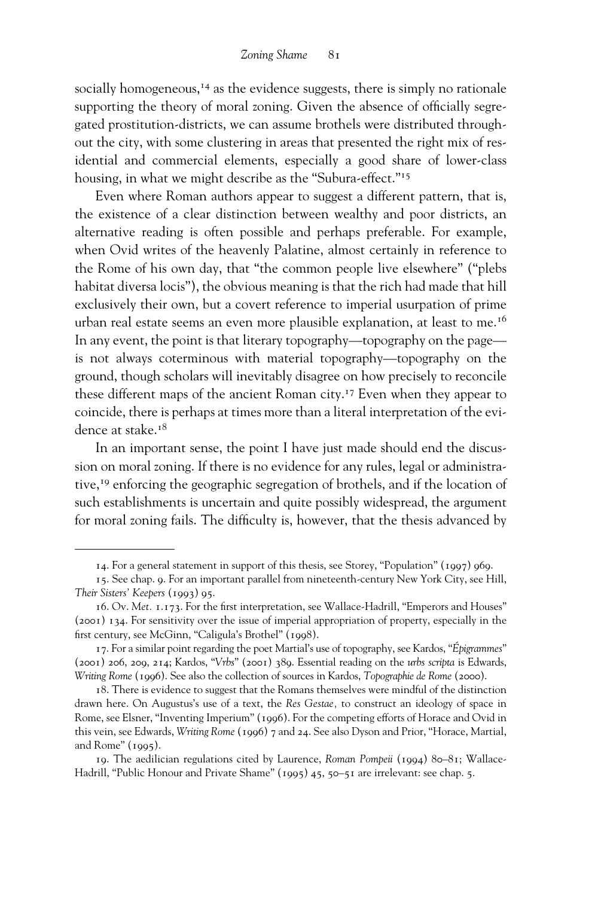socially homogeneous,[14] as the evidence suggests, there is simply no rationale supporting the theory of moral zoning. Given the absence of officially segregated prostitution-districts, we can assume brothels were distributed throughout the city, with some clustering in areas that presented the right mix of residential and commercial elements, especially a good share of lower-class housing, in what we might describe as the "Subura-effect."[15]

Even where Roman authors appear to suggest a different pattern, that is, the existence of a clear distinction between wealthy and poor districts, an alternative reading is often possible and perhaps preferable. For example, when Ovid writes of the heavenly Palatine, almost certainly in reference to the Rome of his own day, that "the common people live elsewhere" ("plebs habitat diversa locis"), the obvious meaning is that the rich had made that hill exclusively their own, but a covert reference to imperial usurpation of prime urban real estate seems an even more plausible explanation, at least to me.[16] In any event, the point is that literary topography—topography on the page—is not always coterminous with material topography—topography on the ground, though scholars will inevitably disagree on how precisely to reconcile these different maps of the ancient Roman city.[17] Even when they appear to coincide, there is perhaps at times more than a literal interpretation of the evidence at stake.[18]

In an important sense, the point I have just made should end the discussion on moral zoning. If there is no evidence for any rules, legal or administrative,[19] enforcing the geographic segregation of brothels, and if the location of such establishments is uncertain and quite possibly widespread, the argument for moral zoning fails. The difficulty is, however, that the thesis advanced by

---

14. For a general statement in support of this thesis, see Storey, "Population" (1997) 969.

15. See chap. 9. For an important parallel from nineteenth-century New York City, see Hill, *Their Sisters' Keepers* (1993) 95.

16. Ov. *Met.* 1.173. For the first interpretation, see Wallace-Hadrill, "Emperors and Houses" (2001) 134. For sensitivity over the issue of imperial appropriation of property, especially in the first century, see McGinn, "Caligula's Brothel" (1998).

17. For a similar point regarding the poet Martial's use of topography, see Kardos, "*Épigrammes*" (2001) 206, 209, 214; Kardos, "*Vrbs*" (2001) 389. Essential reading on the *urbs scripta* is Edwards, *Writing Rome* (1996). See also the collection of sources in Kardos, *Topographie de Rome* (2000).

18. There is evidence to suggest that the Romans themselves were mindful of the distinction drawn here. On Augustus's use of a text, the *Res Gestae*, to construct an ideology of space in Rome, see Elsner, "Inventing Imperium" (1996). For the competing efforts of Horace and Ovid in this vein, see Edwards, *Writing Rome* (1996) 7 and 24. See also Dyson and Prior, "Horace, Martial, and Rome" (1995).

19. The aedilician regulations cited by Laurence, *Roman Pompeii* (1994) 80–81; Wallace-Hadrill, "Public Honour and Private Shame" (1995) 45, 50–51 are irrelevant: see chap. 5.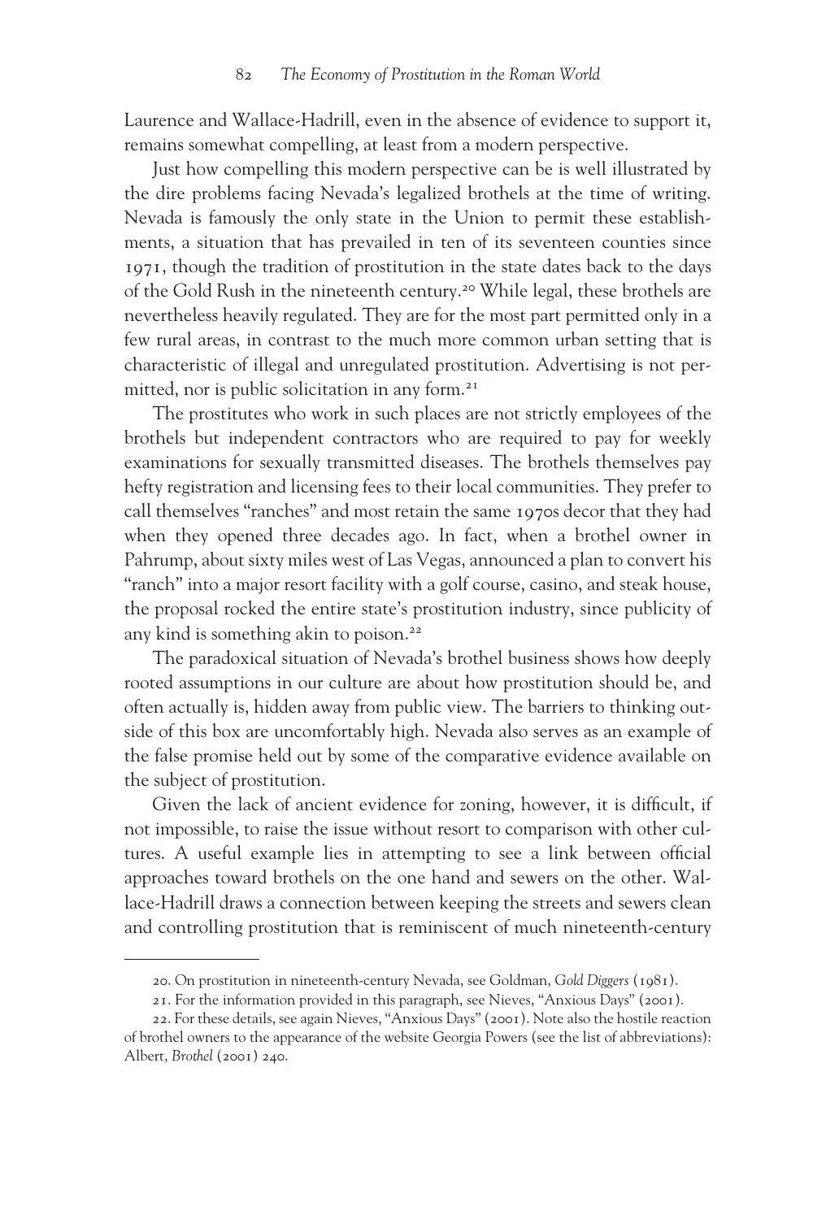Laurence and Wallace-Hadrill, even in the absence of evidence to support it, remains somewhat compelling, at least from a modern perspective.

Just how compelling this modern perspective can be is well illustrated by the dire problems facing Nevada's legalized brothels at the time of writing. Nevada is famously the only state in the Union to permit these establishments, a situation that has prevailed in ten of its seventeen counties since 1971, though the tradition of prostitution in the state dates back to the days of the Gold Rush in the nineteenth century.[20] While legal, these brothels are nevertheless heavily regulated. They are for the most part permitted only in a few rural areas, in contrast to the much more common urban setting that is characteristic of illegal and unregulated prostitution. Advertising is not permitted, nor is public solicitation in any form.[21]

The prostitutes who work in such places are not strictly employees of the brothels but independent contractors who are required to pay for weekly examinations for sexually transmitted diseases. The brothels themselves pay hefty registration and licensing fees to their local communities. They prefer to call themselves "ranches" and most retain the same 1970s decor that they had when they opened three decades ago. In fact, when a brothel owner in Pahrump, about sixty miles west of Las Vegas, announced a plan to convert his "ranch" into a major resort facility with a golf course, casino, and steak house, the proposal rocked the entire state's prostitution industry, since publicity of any kind is something akin to poison.[22]

The paradoxical situation of Nevada's brothel business shows how deeply rooted assumptions in our culture are about how prostitution should be, and often actually is, hidden away from public view. The barriers to thinking outside of this box are uncomfortably high. Nevada also serves as an example of the false promise held out by some of the comparative evidence available on the subject of prostitution.

Given the lack of ancient evidence for zoning, however, it is difficult, if not impossible, to raise the issue without resort to comparison with other cultures. A useful example lies in attempting to see a link between official approaches toward brothels on the one hand and sewers on the other. Wallace-Hadrill draws a connection between keeping the streets and sewers clean and controlling prostitution that is reminiscent of much nineteenth-century

---

20. On prostitution in nineteenth-century Nevada, see Goldman, *Gold Diggers* (1981).

21. For the information provided in this paragraph, see Nieves, "Anxious Days" (2001).

22. For these details, see again Nieves, "Anxious Days" (2001). Note also the hostile reaction of brothel owners to the appearance of the website Georgia Powers (see the list of abbreviations): Albert, *Brothel* (2001) 240.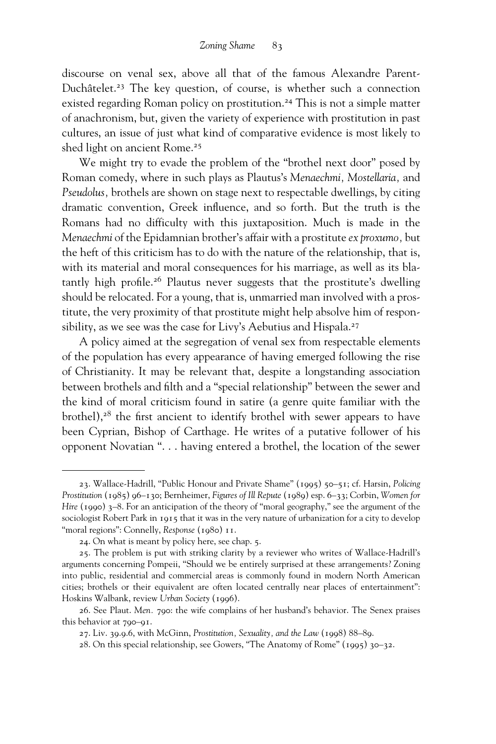discourse on venal sex, above all that of the famous Alexandre Parent-Duchâtelet.[23] The key question, of course, is whether such a connection existed regarding Roman policy on prostitution.[24] This is not a simple matter of anachronism, but, given the variety of experience with prostitution in past cultures, an issue of just what kind of comparative evidence is most likely to shed light on ancient Rome.[25]

We might try to evade the problem of the "brothel next door" posed by Roman comedy, where in such plays as Plautus's *Menaechmi, Mostellaria,* and *Pseudolus,* brothels are shown on stage next to respectable dwellings, by citing dramatic convention, Greek influence, and so forth. But the truth is the Romans had no difficulty with this juxtaposition. Much is made in the *Menaechmi* of the Epidamnian brother's affair with a prostitute *ex proxumo,* but the heft of this criticism has to do with the nature of the relationship, that is, with its material and moral consequences for his marriage, as well as its blatantly high profile.[26] Plautus never suggests that the prostitute's dwelling should be relocated. For a young, that is, unmarried man involved with a prostitute, the very proximity of that prostitute might help absolve him of responsibility, as we see was the case for Livy's Aebutius and Hispala.[27]

A policy aimed at the segregation of venal sex from respectable elements of the population has every appearance of having emerged following the rise of Christianity. It may be relevant that, despite a longstanding association between brothels and filth and a "special relationship" between the sewer and the kind of moral criticism found in satire (a genre quite familiar with the brothel),[28] the first ancient to identify brothel with sewer appears to have been Cyprian, Bishop of Carthage. He writes of a putative follower of his opponent Novatian ". . . having entered a brothel, the location of the sewer

23. Wallace-Hadrill, "Public Honour and Private Shame" (1995) 50–51; cf. Harsin, *Policing Prostitution* (1985) 96–130; Bernheimer, *Figures of Ill Repute* (1989) esp. 6–33; Corbin, *Women for Hire* (1990) 3–8. For an anticipation of the theory of "moral geography," see the argument of the sociologist Robert Park in 1915 that it was in the very nature of urbanization for a city to develop "moral regions": Connelly, *Response* (1980) 11.

24. On what is meant by policy here, see chap. 5.

25. The problem is put with striking clarity by a reviewer who writes of Wallace-Hadrill's arguments concerning Pompeii, "Should we be entirely surprised at these arrangements? Zoning into public, residential and commercial areas is commonly found in modern North American cities; brothels or their equivalent are often located centrally near places of entertainment": Hoskins Walbank, review *Urban Society* (1996).

26. See Plaut. *Men.* 790: the wife complains of her husband's behavior. The Senex praises this behavior at 790–91.

27. Liv. 39.9.6, with McGinn, *Prostitution, Sexuality, and the Law* (1998) 88–89.

28. On this special relationship, see Gowers, "The Anatomy of Rome" (1995) 30–32.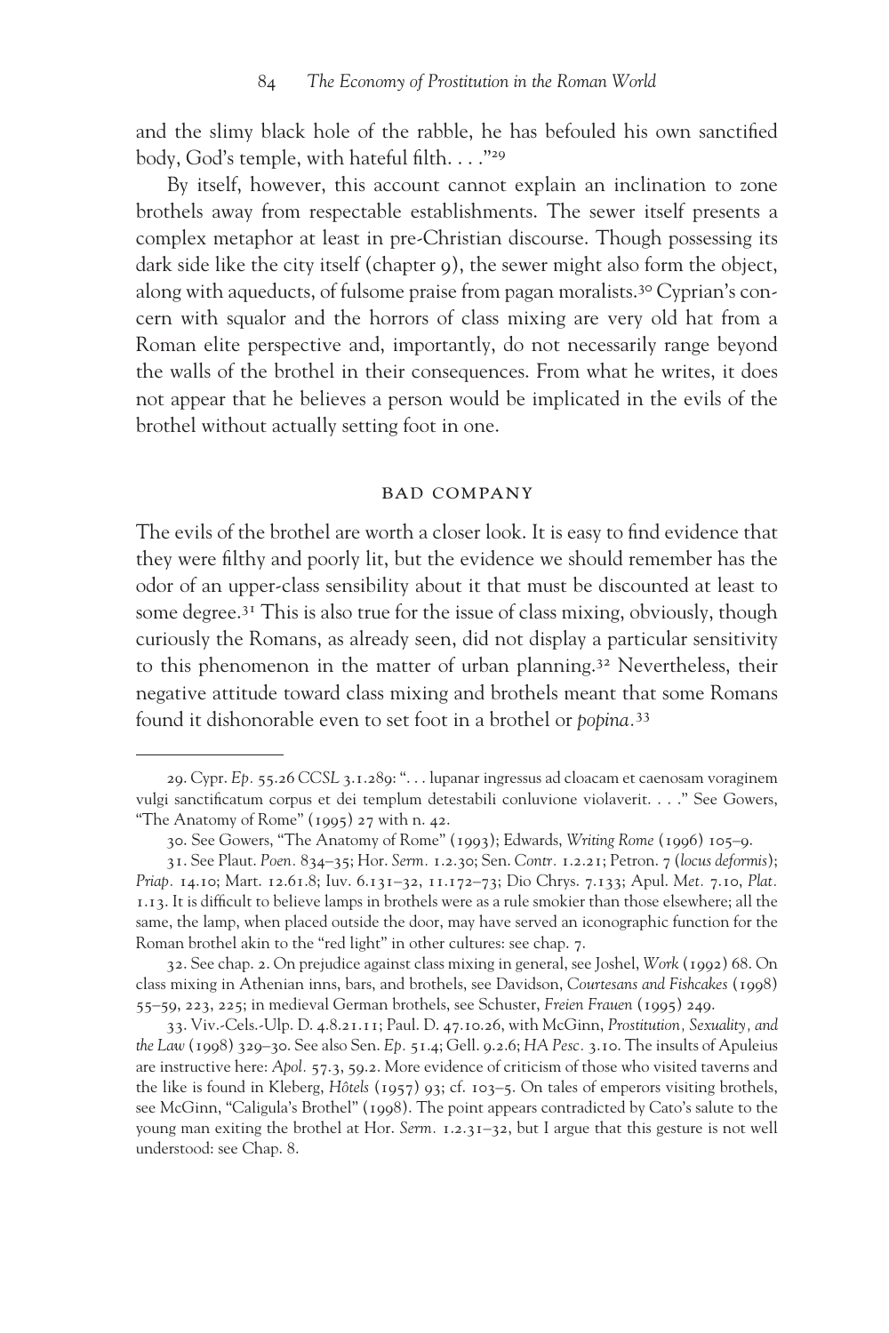and the slimy black hole of the rabble, he has befouled his own sanctified body, God's temple, with hateful filth. . . ."[29]

By itself, however, this account cannot explain an inclination to zone brothels away from respectable establishments. The sewer itself presents a complex metaphor at least in pre-Christian discourse. Though possessing its dark side like the city itself (chapter 9), the sewer might also form the object, along with aqueducts, of fulsome praise from pagan moralists.[30] Cyprian's concern with squalor and the horrors of class mixing are very old hat from a Roman elite perspective and, importantly, do not necessarily range beyond the walls of the brothel in their consequences. From what he writes, it does not appear that he believes a person would be implicated in the evils of the brothel without actually setting foot in one.

## BAD COMPANY

The evils of the brothel are worth a closer look. It is easy to find evidence that they were filthy and poorly lit, but the evidence we should remember has the odor of an upper-class sensibility about it that must be discounted at least to some degree.[31] This is also true for the issue of class mixing, obviously, though curiously the Romans, as already seen, did not display a particular sensitivity to this phenomenon in the matter of urban planning.[32] Nevertheless, their negative attitude toward class mixing and brothels meant that some Romans found it dishonorable even to set foot in a brothel or *popina*.[33]

---

29. Cypr. *Ep.* 55.26 *CCSL* 3.1.289: ". . . lupanar ingressus ad cloacam et caenosam voraginem vulgi sanctificatum corpus et dei templum detestabili conluvione violaverit. . . ." See Gowers, "The Anatomy of Rome" (1995) 27 with n. 42.

30. See Gowers, "The Anatomy of Rome" (1993); Edwards, *Writing Rome* (1996) 105–9.

31. See Plaut. *Poen.* 834–35; Hor. *Serm.* 1.2.30; Sen. *Contr.* 1.2.21; Petron. 7 (*locus deformis*); *Priap.* 14.10; Mart. 12.61.8; Iuv. 6.131–32, 11.172–73; Dio Chrys. 7.133; Apul. *Met.* 7.10, *Plat.* 1.13. It is difficult to believe lamps in brothels were as a rule smokier than those elsewhere; all the same, the lamp, when placed outside the door, may have served an iconographic function for the Roman brothel akin to the "red light" in other cultures: see chap. 7.

32. See chap. 2. On prejudice against class mixing in general, see Joshel, *Work* (1992) 68. On class mixing in Athenian inns, bars, and brothels, see Davidson, *Courtesans and Fishcakes* (1998) 55–59, 223, 225; in medieval German brothels, see Schuster, *Freien Frauen* (1995) 249.

33. Viv.-Cels.-Ulp. D. 4.8.21.11; Paul. D. 47.10.26, with McGinn, *Prostitution, Sexuality, and the Law* (1998) 329–30. See also Sen. *Ep.* 51.4; Gell. 9.2.6; *HA Pesc.* 3.10. The insults of Apuleius are instructive here: *Apol.* 57.3, 59.2. More evidence of criticism of those who visited taverns and the like is found in Kleberg, *Hôtels* (1957) 93; cf. 103–5. On tales of emperors visiting brothels, see McGinn, "Caligula's Brothel" (1998). The point appears contradicted by Cato's salute to the young man exiting the brothel at Hor. *Serm.* 1.2.31–32, but I argue that this gesture is not well understood: see Chap. 8.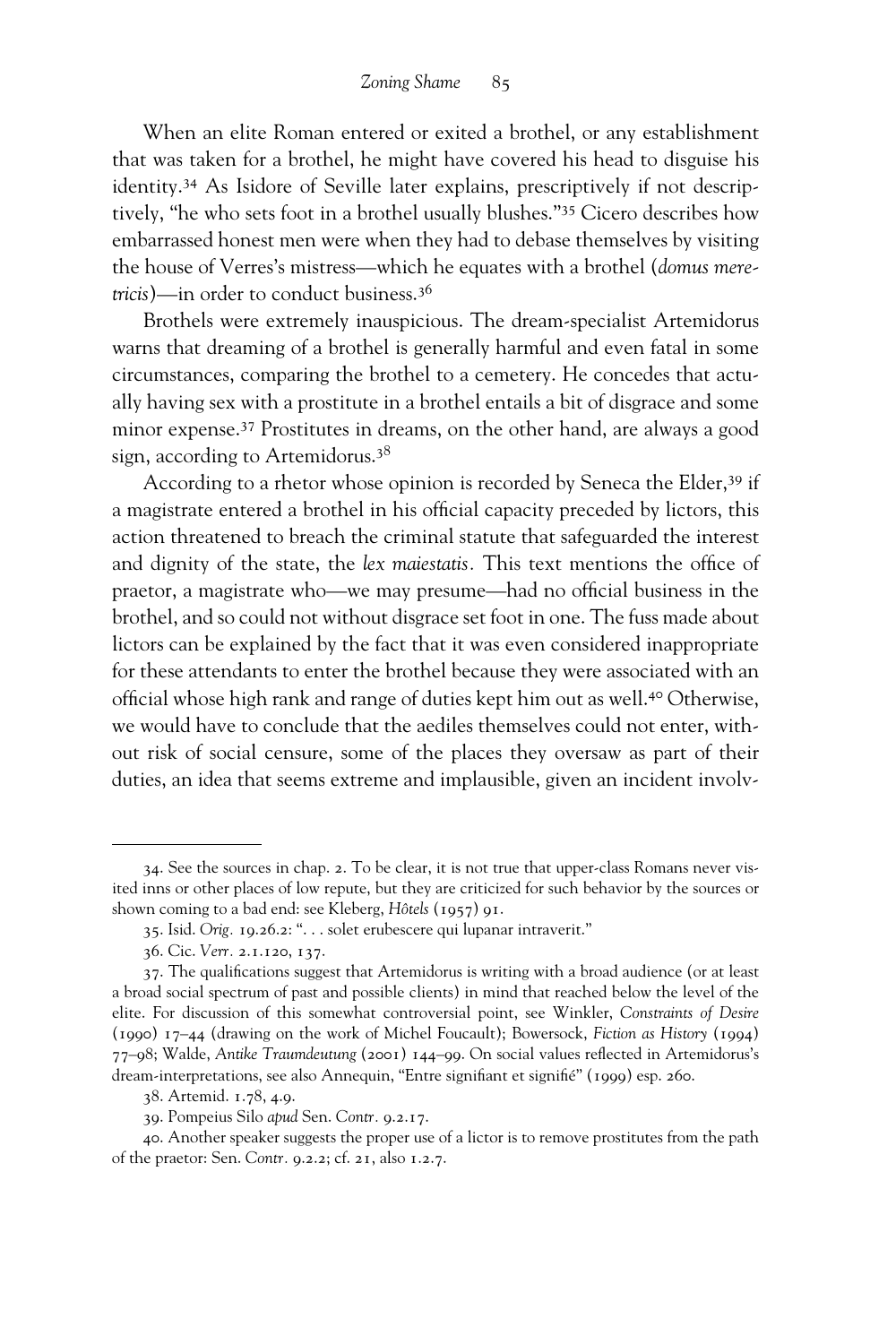When an elite Roman entered or exited a brothel, or any establishment that was taken for a brothel, he might have covered his head to disguise his identity.[34] As Isidore of Seville later explains, prescriptively if not descriptively, "he who sets foot in a brothel usually blushes."[35] Cicero describes how embarrassed honest men were when they had to debase themselves by visiting the house of Verres's mistress—which he equates with a brothel (*domus meretricis*)—in order to conduct business.[36]

Brothels were extremely inauspicious. The dream-specialist Artemidorus warns that dreaming of a brothel is generally harmful and even fatal in some circumstances, comparing the brothel to a cemetery. He concedes that actually having sex with a prostitute in a brothel entails a bit of disgrace and some minor expense.[37] Prostitutes in dreams, on the other hand, are always a good sign, according to Artemidorus.[38]

According to a rhetor whose opinion is recorded by Seneca the Elder,[39] if a magistrate entered a brothel in his official capacity preceded by lictors, this action threatened to breach the criminal statute that safeguarded the interest and dignity of the state, the *lex maiestatis*. This text mentions the office of praetor, a magistrate who—we may presume—had no official business in the brothel, and so could not without disgrace set foot in one. The fuss made about lictors can be explained by the fact that it was even considered inappropriate for these attendants to enter the brothel because they were associated with an official whose high rank and range of duties kept him out as well.[40] Otherwise, we would have to conclude that the aediles themselves could not enter, without risk of social censure, some of the places they oversaw as part of their duties, an idea that seems extreme and implausible, given an incident involv-

---

34. See the sources in chap. 2. To be clear, it is not true that upper-class Romans never visited inns or other places of low repute, but they are criticized for such behavior by the sources or shown coming to a bad end: see Kleberg, *Hôtels* (1957) 91.

35. Isid. *Orig.* 19.26.2: ". . . solet erubescere qui lupanar intraverit."

36. Cic. *Verr.* 2.1.120, 137.

37. The qualifications suggest that Artemidorus is writing with a broad audience (or at least a broad social spectrum of past and possible clients) in mind that reached below the level of the elite. For discussion of this somewhat controversial point, see Winkler, *Constraints of Desire* (1990) 17–44 (drawing on the work of Michel Foucault); Bowersock, *Fiction as History* (1994) 77–98; Walde, *Antike Traumdeutung* (2001) 144–99. On social values reflected in Artemidorus's dream-interpretations, see also Annequin, "Entre signifiant et signifié" (1999) esp. 260.

38. Artemid. 1.78, 4.9.

39. Pompeius Silo *apud* Sen. *Contr.* 9.2.17.

40. Another speaker suggests the proper use of a lictor is to remove prostitutes from the path of the praetor: Sen. *Contr.* 9.2.2; cf. 21, also 1.2.7.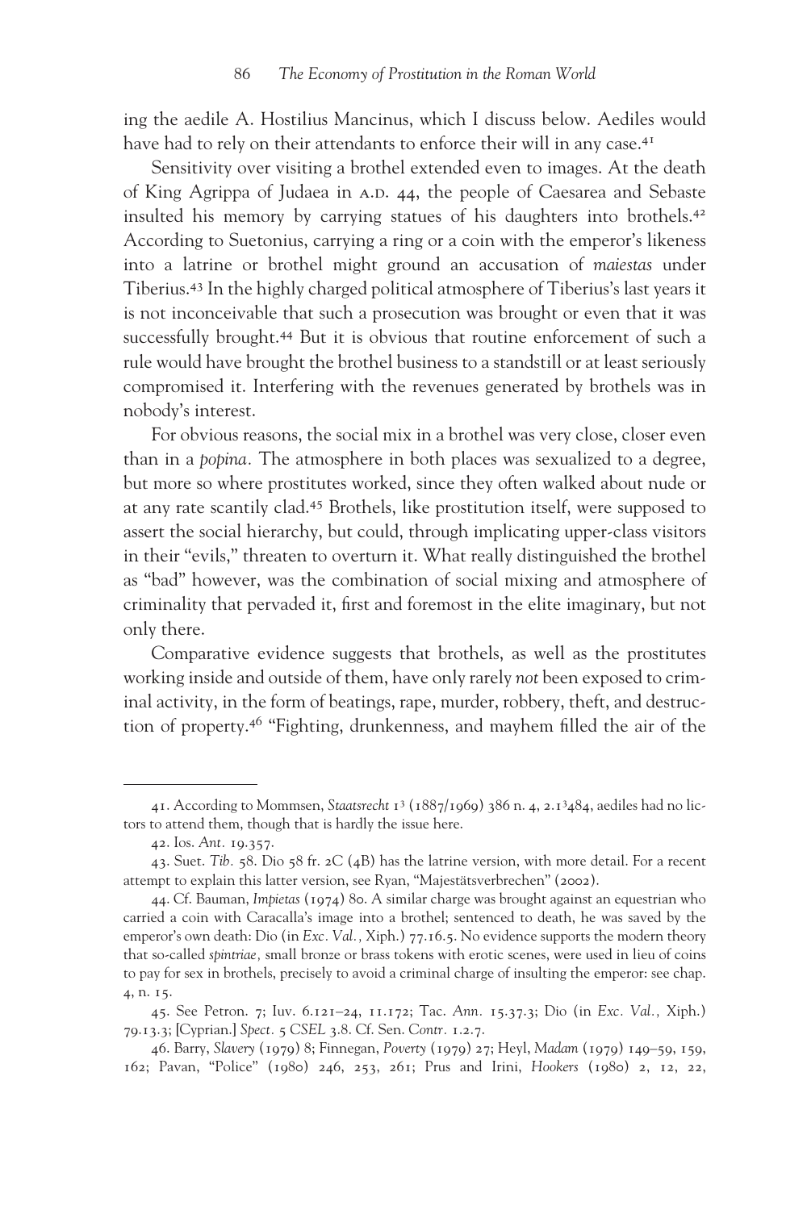ing the aedile A. Hostilius Mancinus, which I discuss below. Aediles would have had to rely on their attendants to enforce their will in any case.[41]

Sensitivity over visiting a brothel extended even to images. At the death of King Agrippa of Judaea in A.D. 44, the people of Caesarea and Sebaste insulted his memory by carrying statues of his daughters into brothels.[42] According to Suetonius, carrying a ring or a coin with the emperor's likeness into a latrine or brothel might ground an accusation of *maiestas* under Tiberius.[43] In the highly charged political atmosphere of Tiberius's last years it is not inconceivable that such a prosecution was brought or even that it was successfully brought.[44] But it is obvious that routine enforcement of such a rule would have brought the brothel business to a standstill or at least seriously compromised it. Interfering with the revenues generated by brothels was in nobody's interest.

For obvious reasons, the social mix in a brothel was very close, closer even than in a *popina*. The atmosphere in both places was sexualized to a degree, but more so where prostitutes worked, since they often walked about nude or at any rate scantily clad.[45] Brothels, like prostitution itself, were supposed to assert the social hierarchy, but could, through implicating upper-class visitors in their "evils," threaten to overturn it. What really distinguished the brothel as "bad" however, was the combination of social mixing and atmosphere of criminality that pervaded it, first and foremost in the elite imaginary, but not only there.

Comparative evidence suggests that brothels, as well as the prostitutes working inside and outside of them, have only rarely *not* been exposed to criminal activity, in the form of beatings, rape, murder, robbery, theft, and destruction of property.[46] "Fighting, drunkenness, and mayhem filled the air of the

---

41. According to Mommsen, *Staatsrecht* 1[3] (1887/1969) 386 n. 4, 2.1[3]484, aediles had no lictors to attend them, though that is hardly the issue here.

42. Ios. *Ant.* 19.357.

43. Suet. *Tib.* 58. Dio 58 fr. 2C (4B) has the latrine version, with more detail. For a recent attempt to explain this latter version, see Ryan, "Majestätsverbrechen" (2002).

44. Cf. Bauman, *Impietas* (1974) 80. A similar charge was brought against an equestrian who carried a coin with Caracalla's image into a brothel; sentenced to death, he was saved by the emperor's own death: Dio (in *Exc. Val.*, Xiph.) 77.16.5. No evidence supports the modern theory that so-called *spintriae*, small bronze or brass tokens with erotic scenes, were used in lieu of coins to pay for sex in brothels, precisely to avoid a criminal charge of insulting the emperor: see chap. 4, n. 15.

45. See Petron. 7; Iuv. 6.121–24, 11.172; Tac. *Ann.* 15.37.3; Dio (in *Exc. Val.*, Xiph.) 79.13.3; [Cyprian.] *Spect.* 5 *CSEL* 3.8. Cf. Sen. *Contr.* 1.2.7.

46. Barry, *Slavery* (1979) 8; Finnegan, *Poverty* (1979) 27; Heyl, *Madam* (1979) 149–59, 159, 162; Pavan, "Police" (1980) 246, 253, 261; Prus and Irini, *Hookers* (1980) 2, 12, 22,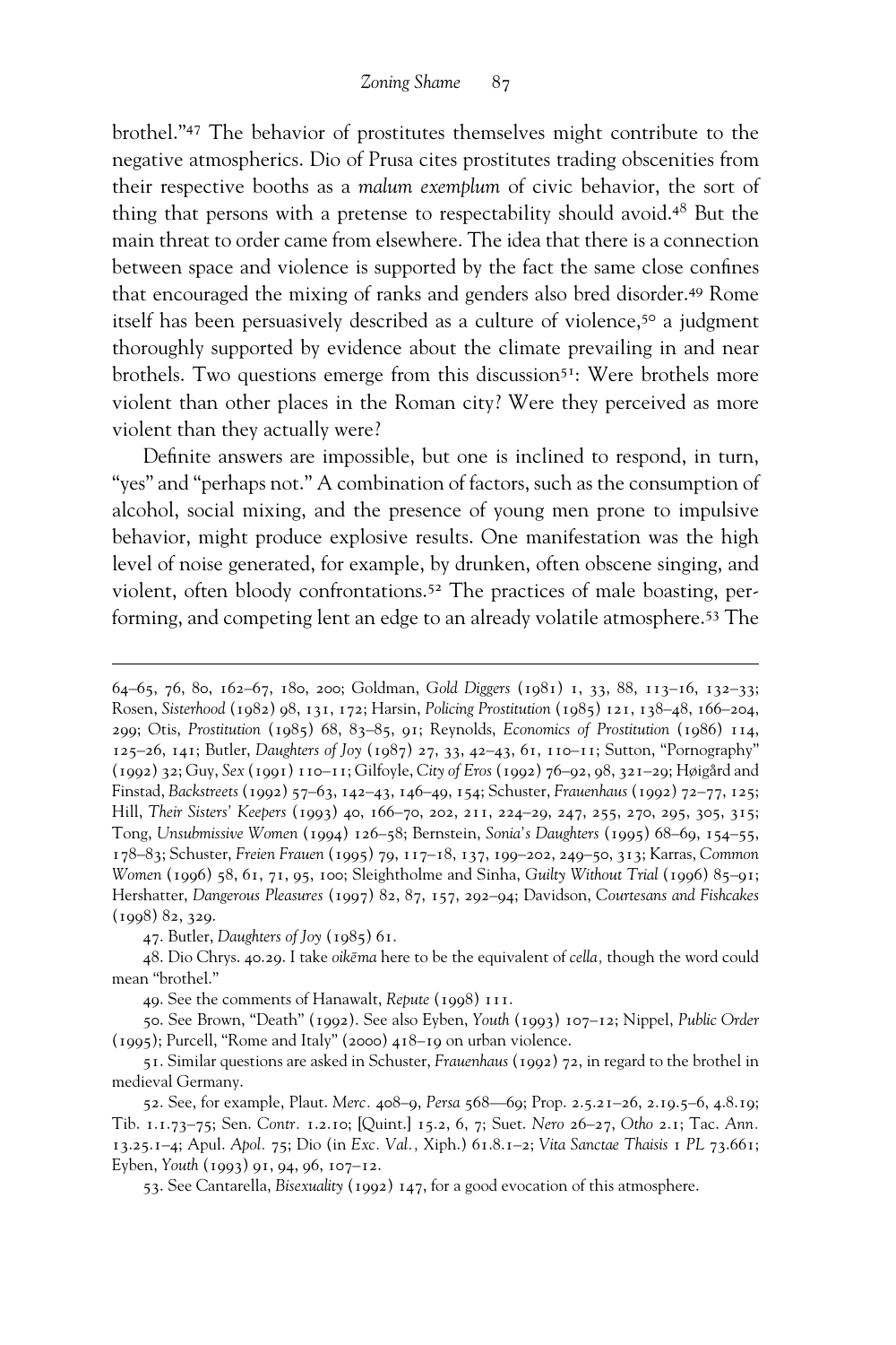brothel."[47] The behavior of prostitutes themselves might contribute to the negative atmospherics. Dio of Prusa cites prostitutes trading obscenities from their respective booths as a *malum exemplum* of civic behavior, the sort of thing that persons with a pretense to respectability should avoid.[48] But the main threat to order came from elsewhere. The idea that there is a connection between space and violence is supported by the fact the same close confines that encouraged the mixing of ranks and genders also bred disorder.[49] Rome itself has been persuasively described as a culture of violence,[50] a judgment thoroughly supported by evidence about the climate prevailing in and near brothels. Two questions emerge from this discussion[51]: Were brothels more violent than other places in the Roman city? Were they perceived as more violent than they actually were?

Definite answers are impossible, but one is inclined to respond, in turn, "yes" and "perhaps not." A combination of factors, such as the consumption of alcohol, social mixing, and the presence of young men prone to impulsive behavior, might produce explosive results. One manifestation was the high level of noise generated, for example, by drunken, often obscene singing, and violent, often bloody confrontations.[52] The practices of male boasting, performing, and competing lent an edge to an already volatile atmosphere.[53] The

---

64–65, 76, 80, 162–67, 180, 200; Goldman, *Gold Diggers* (1981) 1, 33, 88, 113–16, 132–33; Rosen, *Sisterhood* (1982) 98, 131, 172; Harsin, *Policing Prostitution* (1985) 121, 138–48, 166–204, 299; Otis, *Prostitution* (1985) 68, 83–85, 91; Reynolds, *Economics of Prostitution* (1986) 114, 125–26, 141; Butler, *Daughters of Joy* (1987) 27, 33, 42–43, 61, 110–11; Sutton, "Pornography" (1992) 32; Guy, *Sex* (1991) 110–11; Gilfoyle, *City of Eros* (1992) 76–92, 98, 321–29; Høigård and Finstad, *Backstreets* (1992) 57–63, 142–43, 146–49, 154; Schuster, *Frauenhaus* (1992) 72–77, 125; Hill, *Their Sisters' Keepers* (1993) 40, 166–70, 202, 211, 224–29, 247, 255, 270, 295, 305, 315; Tong, *Unsubmissive Women* (1994) 126–58; Bernstein, *Sonia's Daughters* (1995) 68–69, 154–55, 178–83; Schuster, *Freien Frauen* (1995) 79, 117–18, 137, 199–202, 249–50, 313; Karras, *Common Women* (1996) 58, 61, 71, 95, 100; Sleightholme and Sinha, *Guilty Without Trial* (1996) 85–91; Hershatter, *Dangerous Pleasures* (1997) 82, 87, 157, 292–94; Davidson, *Courtesans and Fishcakes* (1998) 82, 329.

47. Butler, *Daughters of Joy* (1985) 61.

48. Dio Chrys. 40.29. I take *oikēma* here to be the equivalent of *cella,* though the word could mean "brothel."

49. See the comments of Hanawalt, *Repute* (1998) 111.

50. See Brown, "Death" (1992). See also Eyben, *Youth* (1993) 107–12; Nippel, *Public Order* (1995); Purcell, "Rome and Italy" (2000) 418–19 on urban violence.

51. Similar questions are asked in Schuster, *Frauenhaus* (1992) 72, in regard to the brothel in medieval Germany.

52. See, for example, Plaut. *Merc.* 408–9, *Persa* 568—69; Prop. 2.5.21–26, 2.19.5–6, 4.8.19; Tib. 1.1.73–75; Sen. *Contr.* 1.2.10; [Quint.] 15.2, 6, 7; Suet. *Nero* 26–27, *Otho* 2.1; Tac. *Ann.* 13.25.1–4; Apul. *Apol.* 75; Dio (in *Exc. Val.,* Xiph.) 61.8.1–2; *Vita Sanctae Thaisis* 1 *PL* 73.661; Eyben, *Youth* (1993) 91, 94, 96, 107–12.

53. See Cantarella, *Bisexuality* (1992) 147, for a good evocation of this atmosphere.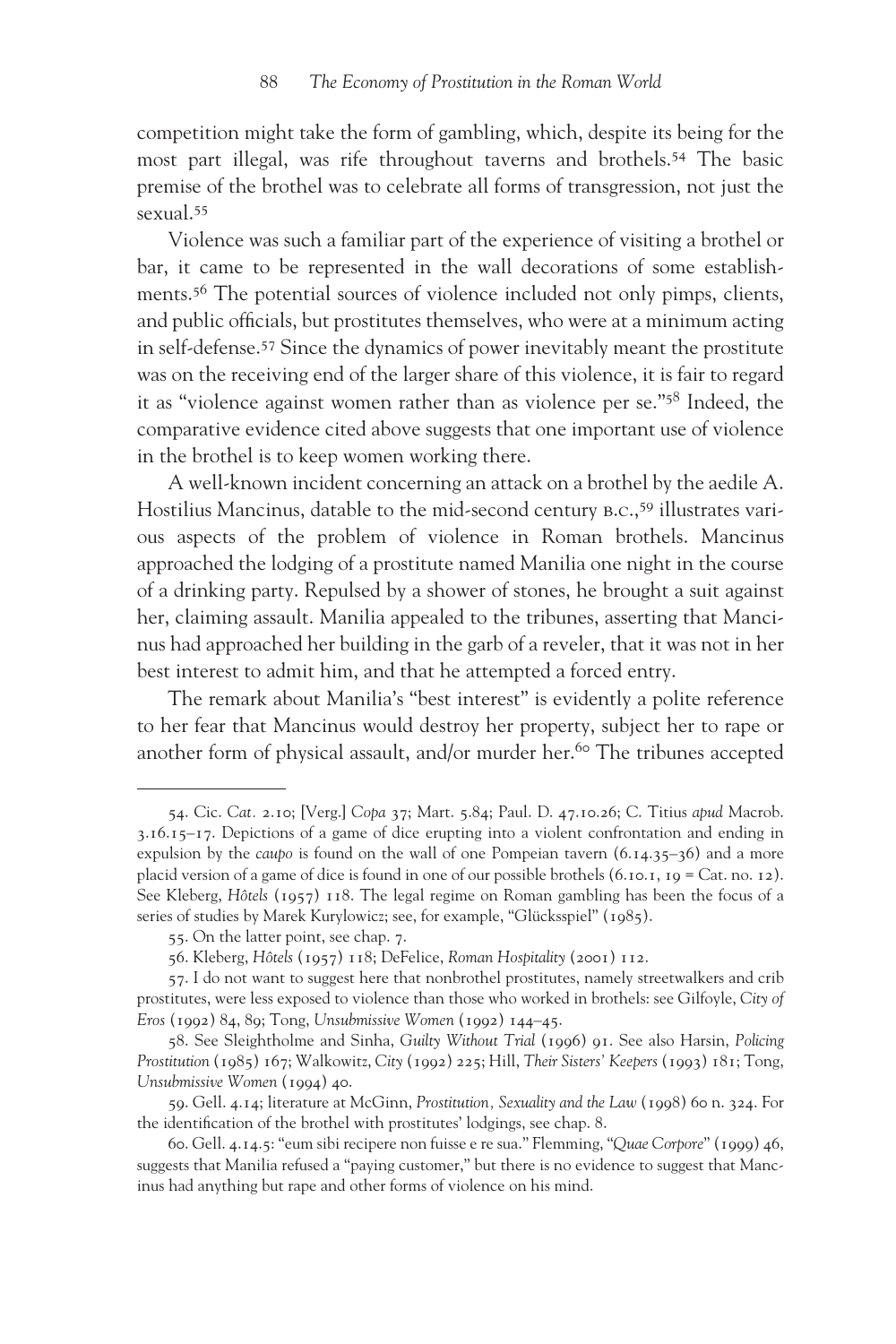competition might take the form of gambling, which, despite its being for the most part illegal, was rife throughout taverns and brothels.[54] The basic premise of the brothel was to celebrate all forms of transgression, not just the sexual.[55]

Violence was such a familiar part of the experience of visiting a brothel or bar, it came to be represented in the wall decorations of some establishments.[56] The potential sources of violence included not only pimps, clients, and public officials, but prostitutes themselves, who were at a minimum acting in self-defense.[57] Since the dynamics of power inevitably meant the prostitute was on the receiving end of the larger share of this violence, it is fair to regard it as "violence against women rather than as violence per se."[58] Indeed, the comparative evidence cited above suggests that one important use of violence in the brothel is to keep women working there.

A well-known incident concerning an attack on a brothel by the aedile A. Hostilius Mancinus, datable to the mid-second century B.C.,[59] illustrates various aspects of the problem of violence in Roman brothels. Mancinus approached the lodging of a prostitute named Manilia one night in the course of a drinking party. Repulsed by a shower of stones, he brought a suit against her, claiming assault. Manilia appealed to the tribunes, asserting that Mancinus had approached her building in the garb of a reveler, that it was not in her best interest to admit him, and that he attempted a forced entry.

The remark about Manilia's "best interest" is evidently a polite reference to her fear that Mancinus would destroy her property, subject her to rape or another form of physical assault, and/or murder her.[60] The tribunes accepted

---

54. Cic. *Cat.* 2.10; [Verg.] *Copa* 37; Mart. 5.84; Paul. D. 47.10.26; C. Titius *apud* Macrob. 3.16.15–17. Depictions of a game of dice erupting into a violent confrontation and ending in expulsion by the *caupo* is found on the wall of one Pompeian tavern (6.14.35–36) and a more placid version of a game of dice is found in one of our possible brothels (6.10.1, 19 = Cat. no. 12). See Kleberg, *Hôtels* (1957) 118. The legal regime on Roman gambling has been the focus of a series of studies by Marek Kurylowicz; see, for example, "Glücksspiel" (1985).

55. On the latter point, see chap. 7.

56. Kleberg, *Hôtels* (1957) 118; DeFelice, *Roman Hospitality* (2001) 112.

57. I do not want to suggest here that nonbrothel prostitutes, namely streetwalkers and crib prostitutes, were less exposed to violence than those who worked in brothels: see Gilfoyle, *City of Eros* (1992) 84, 89; Tong, *Unsubmissive Women* (1992) 144–45.

58. See Sleightholme and Sinha, *Guilty Without Trial* (1996) 91. See also Harsin, *Policing Prostitution* (1985) 167; Walkowitz, *City* (1992) 225; Hill, *Their Sisters' Keepers* (1993) 181; Tong, *Unsubmissive Women* (1994) 40.

59. Gell. 4.14; literature at McGinn, *Prostitution, Sexuality and the Law* (1998) 60 n. 324. For the identification of the brothel with prostitutes' lodgings, see chap. 8.

60. Gell. 4.14.5: "eum sibi recipere non fuisse e re sua." Flemming, "*Quae Corpore*" (1999) 46, suggests that Manilia refused a "paying customer," but there is no evidence to suggest that Mancinus had anything but rape and other forms of violence on his mind.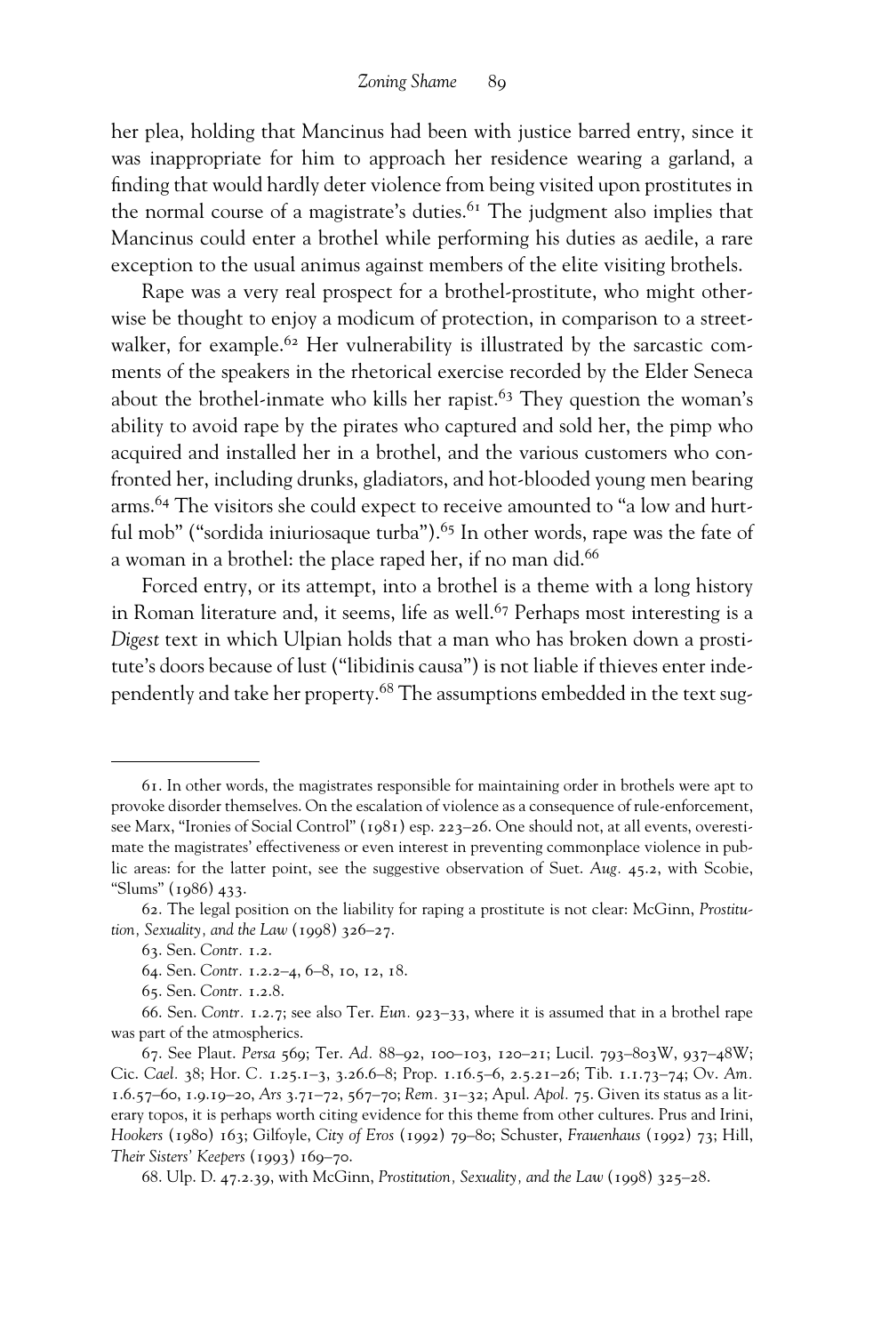her plea, holding that Mancinus had been with justice barred entry, since it was inappropriate for him to approach her residence wearing a garland, a finding that would hardly deter violence from being visited upon prostitutes in the normal course of a magistrate's duties.[61] The judgment also implies that Mancinus could enter a brothel while performing his duties as aedile, a rare exception to the usual animus against members of the elite visiting brothels.

Rape was a very real prospect for a brothel-prostitute, who might otherwise be thought to enjoy a modicum of protection, in comparison to a streetwalker, for example.[62] Her vulnerability is illustrated by the sarcastic comments of the speakers in the rhetorical exercise recorded by the Elder Seneca about the brothel-inmate who kills her rapist.[63] They question the woman's ability to avoid rape by the pirates who captured and sold her, the pimp who acquired and installed her in a brothel, and the various customers who confronted her, including drunks, gladiators, and hot-blooded young men bearing arms.[64] The visitors she could expect to receive amounted to "a low and hurtful mob" ("sordida iniuriosaque turba").[65] In other words, rape was the fate of a woman in a brothel: the place raped her, if no man did.[66]

Forced entry, or its attempt, into a brothel is a theme with a long history in Roman literature and, it seems, life as well.[67] Perhaps most interesting is a *Digest* text in which Ulpian holds that a man who has broken down a prostitute's doors because of lust ("libidinis causa") is not liable if thieves enter independently and take her property.[68] The assumptions embedded in the text sug-

---

61. In other words, the magistrates responsible for maintaining order in brothels were apt to provoke disorder themselves. On the escalation of violence as a consequence of rule-enforcement, see Marx, "Ironies of Social Control" (1981) esp. 223–26. One should not, at all events, overestimate the magistrates' effectiveness or even interest in preventing commonplace violence in public areas: for the latter point, see the suggestive observation of Suet. *Aug.* 45.2, with Scobie, "Slums" (1986) 433.

62. The legal position on the liability for raping a prostitute is not clear: McGinn, *Prostitution, Sexuality, and the Law* (1998) 326–27.

63. Sen. *Contr.* 1.2.

64. Sen. *Contr.* 1.2.2–4, 6–8, 10, 12, 18.

65. Sen. *Contr.* 1.2.8.

66. Sen. *Contr.* 1.2.7; see also Ter. *Eun.* 923–33, where it is assumed that in a brothel rape was part of the atmospherics.

67. See Plaut. *Persa* 569; Ter. *Ad.* 88–92, 100–103, 120–21; Lucil. 793–803W, 937–48W; Cic. *Cael.* 38; Hor. *C.* 1.25.1–3, 3.26.6–8; Prop. 1.16.5–6, 2.5.21–26; Tib. 1.1.73–74; Ov. *Am.* 1.6.57–60, 1.9.19–20, *Ars* 3.71–72, 567–70; *Rem.* 31–32; Apul. *Apol.* 75. Given its status as a literary topos, it is perhaps worth citing evidence for this theme from other cultures. Prus and Irini, *Hookers* (1980) 163; Gilfoyle, *City of Eros* (1992) 79–80; Schuster, *Frauenhaus* (1992) 73; Hill, *Their Sisters' Keepers* (1993) 169–70.

68. Ulp. D. 47.2.39, with McGinn, *Prostitution, Sexuality, and the Law* (1998) 325–28.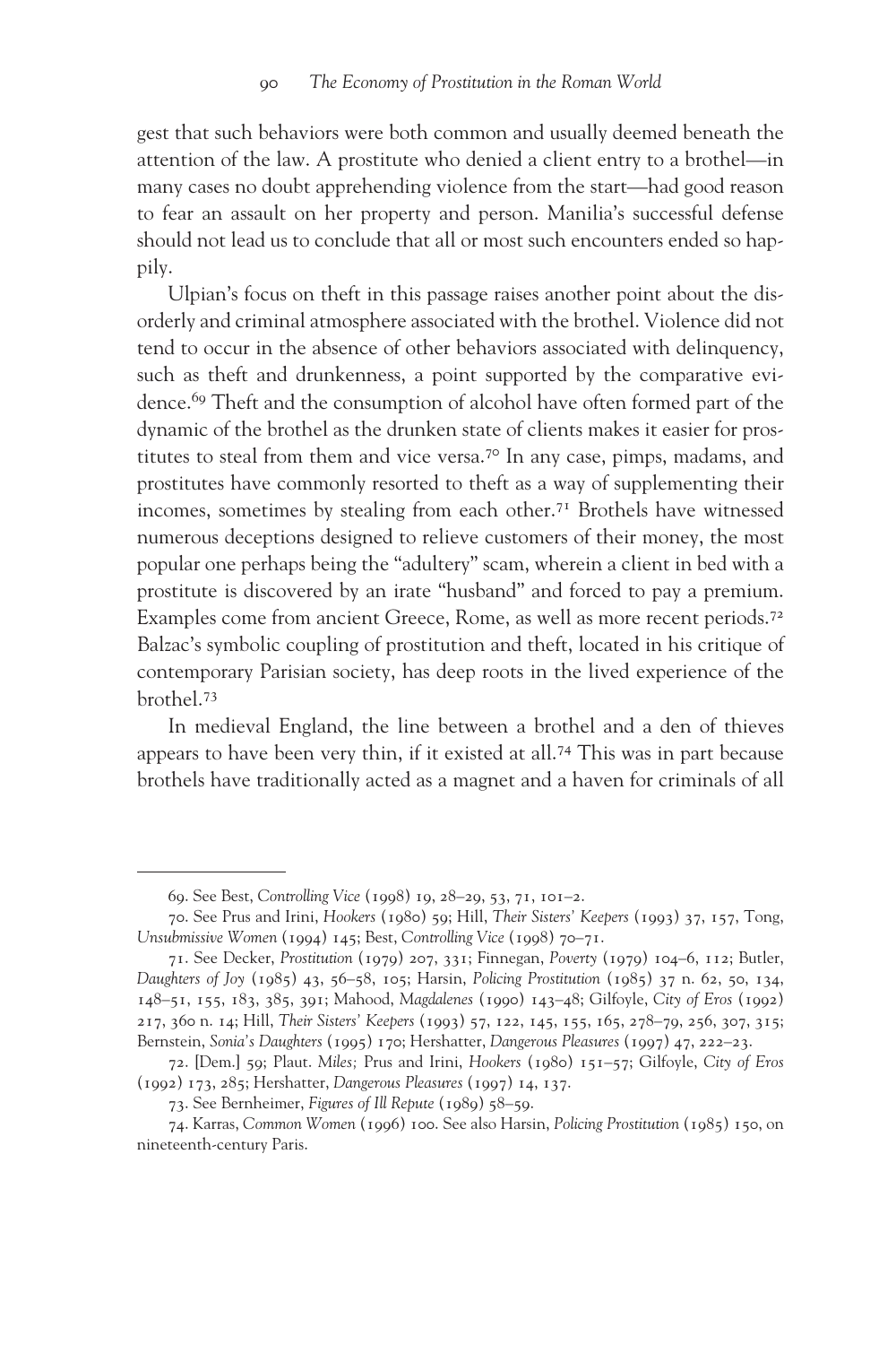gest that such behaviors were both common and usually deemed beneath the attention of the law. A prostitute who denied a client entry to a brothel—in many cases no doubt apprehending violence from the start—had good reason to fear an assault on her property and person. Manilia's successful defense should not lead us to conclude that all or most such encounters ended so happily.

Ulpian's focus on theft in this passage raises another point about the disorderly and criminal atmosphere associated with the brothel. Violence did not tend to occur in the absence of other behaviors associated with delinquency, such as theft and drunkenness, a point supported by the comparative evidence.[69] Theft and the consumption of alcohol have often formed part of the dynamic of the brothel as the drunken state of clients makes it easier for prostitutes to steal from them and vice versa.[70] In any case, pimps, madams, and prostitutes have commonly resorted to theft as a way of supplementing their incomes, sometimes by stealing from each other.[71] Brothels have witnessed numerous deceptions designed to relieve customers of their money, the most popular one perhaps being the "adultery" scam, wherein a client in bed with a prostitute is discovered by an irate "husband" and forced to pay a premium. Examples come from ancient Greece, Rome, as well as more recent periods.[72] Balzac's symbolic coupling of prostitution and theft, located in his critique of contemporary Parisian society, has deep roots in the lived experience of the brothel.[73]

In medieval England, the line between a brothel and a den of thieves appears to have been very thin, if it existed at all.[74] This was in part because brothels have traditionally acted as a magnet and a haven for criminals of all

---

69. See Best, *Controlling Vice* (1998) 19, 28–29, 53, 71, 101–2.

70. See Prus and Irini, *Hookers* (1980) 59; Hill, *Their Sisters' Keepers* (1993) 37, 157, Tong, *Unsubmissive Women* (1994) 145; Best, *Controlling Vice* (1998) 70–71.

71. See Decker, *Prostitution* (1979) 207, 331; Finnegan, *Poverty* (1979) 104–6, 112; Butler, *Daughters of Joy* (1985) 43, 56–58, 105; Harsin, *Policing Prostitution* (1985) 37 n. 62, 50, 134, 148–51, 155, 183, 385, 391; Mahood, *Magdalenes* (1990) 143–48; Gilfoyle, *City of Eros* (1992) 217, 360 n. 14; Hill, *Their Sisters' Keepers* (1993) 57, 122, 145, 155, 165, 278–79, 256, 307, 315; Bernstein, *Sonia's Daughters* (1995) 170; Hershatter, *Dangerous Pleasures* (1997) 47, 222–23.

72. [Dem.] 59; Plaut. *Miles;* Prus and Irini, *Hookers* (1980) 151–57; Gilfoyle, *City of Eros* (1992) 173, 285; Hershatter, *Dangerous Pleasures* (1997) 14, 137.

73. See Bernheimer, *Figures of Ill Repute* (1989) 58–59.

74. Karras, *Common Women* (1996) 100. See also Harsin, *Policing Prostitution* (1985) 150, on nineteenth-century Paris.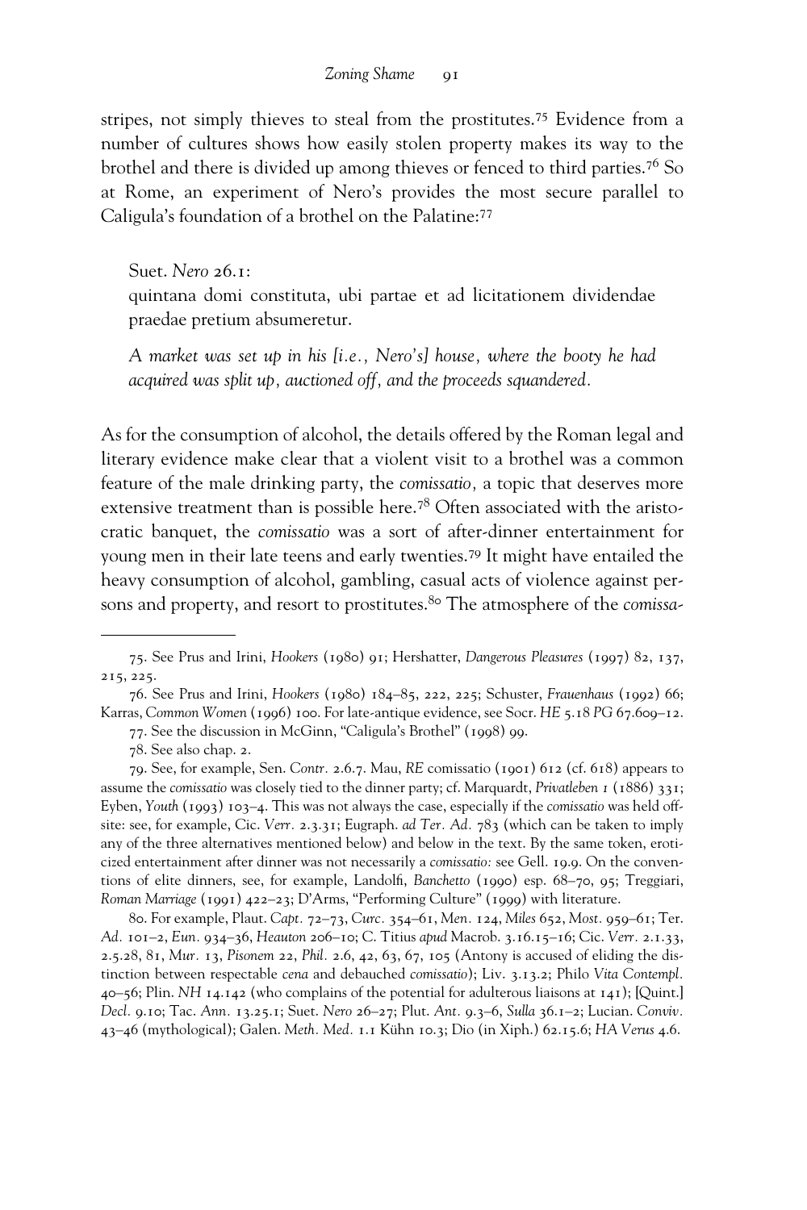stripes, not simply thieves to steal from the prostitutes.[75] Evidence from a number of cultures shows how easily stolen property makes its way to the brothel and there is divided up among thieves or fenced to third parties.[76] So at Rome, an experiment of Nero's provides the most secure parallel to Caligula's foundation of a brothel on the Palatine:[77]

> Suet. *Nero* 26.1:
> quintana domi constituta, ubi partae et ad licitationem dividendae praedae pretium absumeretur.
>
> *A market was set up in his [i.e., Nero's] house, where the booty he had acquired was split up, auctioned off, and the proceeds squandered.*

As for the consumption of alcohol, the details offered by the Roman legal and literary evidence make clear that a violent visit to a brothel was a common feature of the male drinking party, the *comissatio,* a topic that deserves more extensive treatment than is possible here.[78] Often associated with the aristocratic banquet, the *comissatio* was a sort of after-dinner entertainment for young men in their late teens and early twenties.[79] It might have entailed the heavy consumption of alcohol, gambling, casual acts of violence against persons and property, and resort to prostitutes.[80] The atmosphere of the *comissa-*

---

75. See Prus and Irini, *Hookers* (1980) 91; Hershatter, *Dangerous Pleasures* (1997) 82, 137, 215, 225.

76. See Prus and Irini, *Hookers* (1980) 184–85, 222, 225; Schuster, *Frauenhaus* (1992) 66; Karras, *Common Women* (1996) 100. For late-antique evidence, see Socr. *HE* 5.18 *PG* 67.609–12.

77. See the discussion in McGinn, "Caligula's Brothel" (1998) 99.

78. See also chap. 2.

79. See, for example, Sen. *Contr.* 2.6.7. Mau, *RE* comissatio (1901) 612 (cf. 618) appears to assume the *comissatio* was closely tied to the dinner party; cf. Marquardt, *Privatleben 1* (1886) 331; Eyben, *Youth* (1993) 103–4. This was not always the case, especially if the *comissatio* was held offsite: see, for example, Cic. *Verr.* 2.3.31; Eugraph. *ad Ter. Ad.* 783 (which can be taken to imply any of the three alternatives mentioned below) and below in the text. By the same token, eroticized entertainment after dinner was not necessarily a *comissatio:* see Gell. 19.9. On the conventions of elite dinners, see, for example, Landolfi, *Banchetto* (1990) esp. 68–70, 95; Treggiari, *Roman Marriage* (1991) 422–23; D'Arms, "Performing Culture" (1999) with literature.

80. For example, Plaut. *Capt.* 72–73, *Curc.* 354–61, *Men.* 124, *Miles* 652, *Most.* 959–61; Ter. *Ad.* 101–2, *Eun.* 934–36, *Heauton* 206–10; C. Titius *apud* Macrob. 3.16.15–16; Cic. *Verr.* 2.1.33, 2.5.28, 81, *Mur.* 13, *Pisonem* 22, *Phil.* 2.6, 42, 63, 67, 105 (Antony is accused of eliding the distinction between respectable *cena* and debauched *comissatio*); Liv. 3.13.2; Philo *Vita Contempl.* 40–56; Plin. *NH* 14.142 (who complains of the potential for adulterous liaisons at 141); [Quint.] *Decl.* 9.10; Tac. *Ann.* 13.25.1; Suet. *Nero* 26–27; Plut. *Ant.* 9.3–6, *Sulla* 36.1–2; Lucian. *Conviv.* 43–46 (mythological); Galen. *Meth. Med.* 1.1 Kühn 10.3; Dio (in Xiph.) 62.15.6; *HA Verus* 4.6.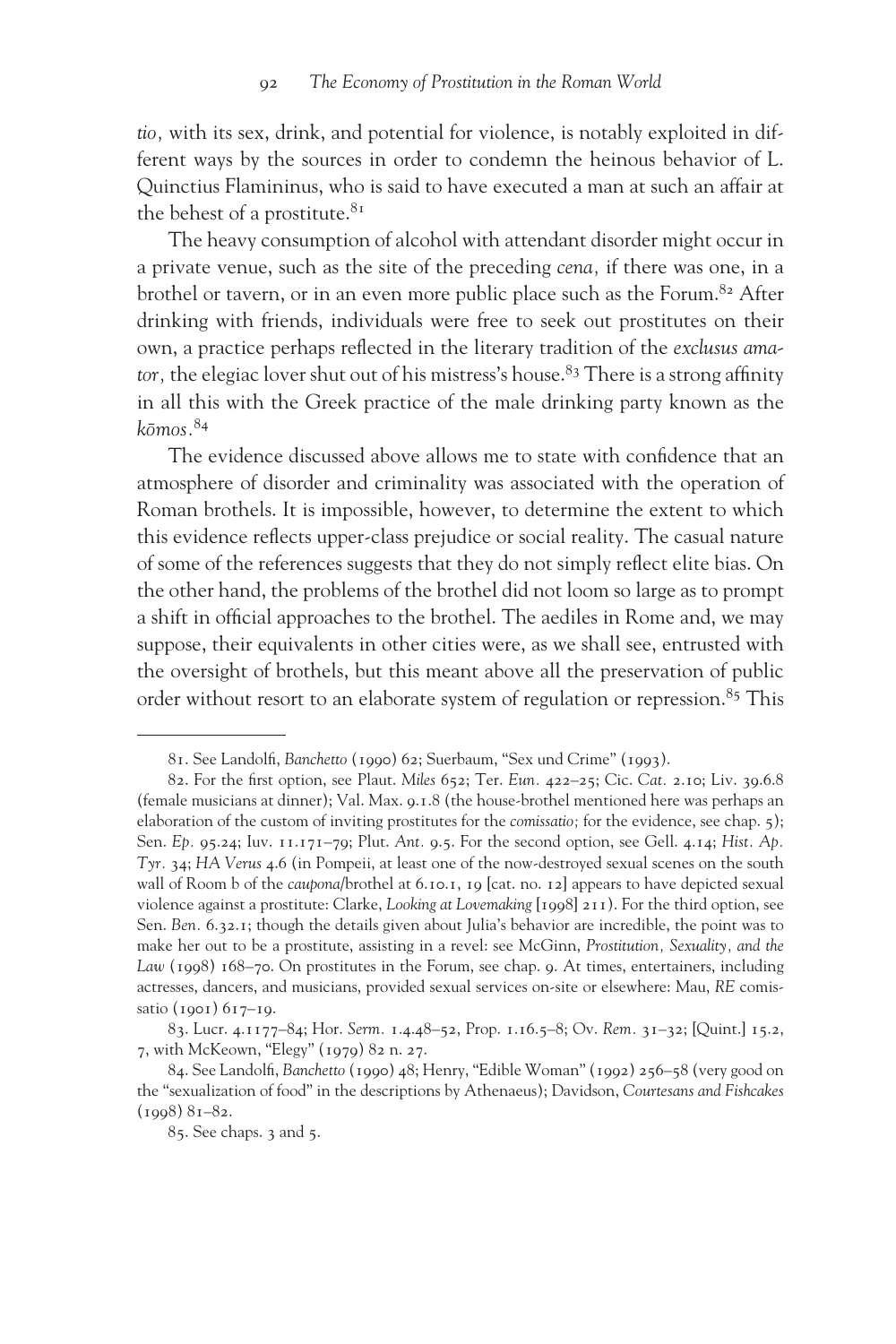*tio,* with its sex, drink, and potential for violence, is notably exploited in different ways by the sources in order to condemn the heinous behavior of L. Quinctius Flamininus, who is said to have executed a man at such an affair at the behest of a prostitute.[81]

The heavy consumption of alcohol with attendant disorder might occur in a private venue, such as the site of the preceding *cena,* if there was one, in a brothel or tavern, or in an even more public place such as the Forum.[82] After drinking with friends, individuals were free to seek out prostitutes on their own, a practice perhaps reflected in the literary tradition of the *exclusus amator,* the elegiac lover shut out of his mistress's house.[83] There is a strong affinity in all this with the Greek practice of the male drinking party known as the *kōmos*.[84]

The evidence discussed above allows me to state with confidence that an atmosphere of disorder and criminality was associated with the operation of Roman brothels. It is impossible, however, to determine the extent to which this evidence reflects upper-class prejudice or social reality. The casual nature of some of the references suggests that they do not simply reflect elite bias. On the other hand, the problems of the brothel did not loom so large as to prompt a shift in official approaches to the brothel. The aediles in Rome and, we may suppose, their equivalents in other cities were, as we shall see, entrusted with the oversight of brothels, but this meant above all the preservation of public order without resort to an elaborate system of regulation or repression.[85] This

---

81. See Landolfi, *Banchetto* (1990) 62; Suerbaum, "Sex und Crime" (1993).

82. For the first option, see Plaut. *Miles* 652; Ter. *Eun.* 422–25; Cic. *Cat.* 2.10; Liv. 39.6.8 (female musicians at dinner); Val. Max. 9.1.8 (the house-brothel mentioned here was perhaps an elaboration of the custom of inviting prostitutes for the *comissatio;* for the evidence, see chap. 5); Sen. *Ep.* 95.24; Iuv. 11.171–79; Plut. *Ant.* 9.5. For the second option, see Gell. 4.14; *Hist. Ap. Tyr.* 34; *HA Verus* 4.6 (in Pompeii, at least one of the now-destroyed sexual scenes on the south wall of Room b of the *caupona*/brothel at 6.10.1, 19 [cat. no. 12] appears to have depicted sexual violence against a prostitute: Clarke, *Looking at Lovemaking* [1998] 211). For the third option, see Sen. *Ben.* 6.32.1; though the details given about Julia's behavior are incredible, the point was to make her out to be a prostitute, assisting in a revel: see McGinn, *Prostitution, Sexuality, and the Law* (1998) 168–70. On prostitutes in the Forum, see chap. 9. At times, entertainers, including actresses, dancers, and musicians, provided sexual services on-site or elsewhere: Mau, *RE* comissatio (1901) 617–19.

83. Lucr. 4.1177–84; Hor. *Serm.* 1.4.48–52, Prop. 1.16.5–8; Ov. *Rem.* 31–32; [Quint.] 15.2, 7, with McKeown, "Elegy" (1979) 82 n. 27.

84. See Landolfi, *Banchetto* (1990) 48; Henry, "Edible Woman" (1992) 256–58 (very good on the "sexualization of food" in the descriptions by Athenaeus); Davidson, *Courtesans and Fishcakes* (1998) 81–82.

85. See chaps. 3 and 5.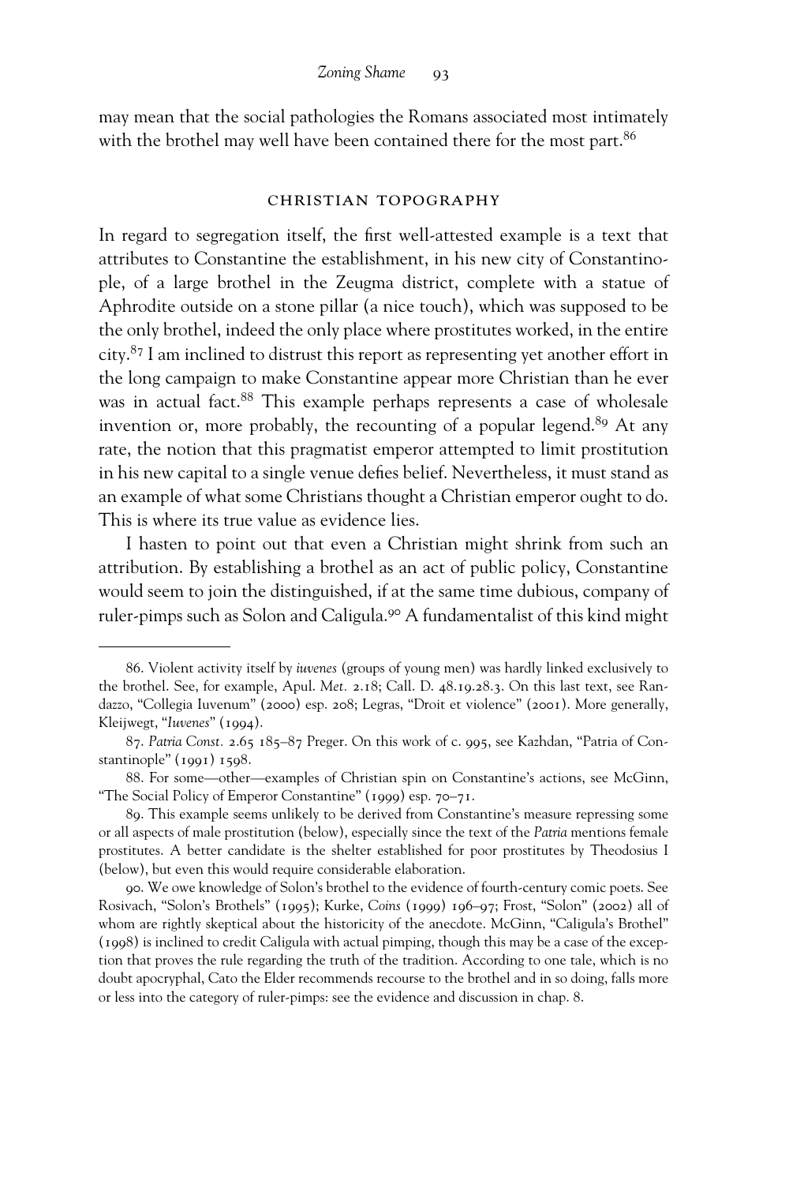may mean that the social pathologies the Romans associated most intimately with the brothel may well have been contained there for the most part.[86]

## CHRISTIAN TOPOGRAPHY

In regard to segregation itself, the first well-attested example is a text that attributes to Constantine the establishment, in his new city of Constantinople, of a large brothel in the Zeugma district, complete with a statue of Aphrodite outside on a stone pillar (a nice touch), which was supposed to be the only brothel, indeed the only place where prostitutes worked, in the entire city.[87] I am inclined to distrust this report as representing yet another effort in the long campaign to make Constantine appear more Christian than he ever was in actual fact.[88] This example perhaps represents a case of wholesale invention or, more probably, the recounting of a popular legend.[89] At any rate, the notion that this pragmatist emperor attempted to limit prostitution in his new capital to a single venue defies belief. Nevertheless, it must stand as an example of what some Christians thought a Christian emperor ought to do. This is where its true value as evidence lies.

I hasten to point out that even a Christian might shrink from such an attribution. By establishing a brothel as an act of public policy, Constantine would seem to join the distinguished, if at the same time dubious, company of ruler-pimps such as Solon and Caligula.[90] A fundamentalist of this kind might

---

86. Violent activity itself by *iuvenes* (groups of young men) was hardly linked exclusively to the brothel. See, for example, Apul. *Met.* 2.18; Call. D. 48.19.28.3. On this last text, see Randazzo, "Collegia Iuvenum" (2000) esp. 208; Legras, "Droit et violence" (2001). More generally, Kleijwegt, "*Iuvenes*" (1994).

87. *Patria Const.* 2.65 185–87 Preger. On this work of c. 995, see Kazhdan, "Patria of Constantinople" (1991) 1598.

88. For some—other—examples of Christian spin on Constantine's actions, see McGinn, "The Social Policy of Emperor Constantine" (1999) esp. 70–71.

89. This example seems unlikely to be derived from Constantine's measure repressing some or all aspects of male prostitution (below), especially since the text of the *Patria* mentions female prostitutes. A better candidate is the shelter established for poor prostitutes by Theodosius I (below), but even this would require considerable elaboration.

90. We owe knowledge of Solon's brothel to the evidence of fourth-century comic poets. See Rosivach, "Solon's Brothels" (1995); Kurke, *Coins* (1999) 196–97; Frost, "Solon" (2002) all of whom are rightly skeptical about the historicity of the anecdote. McGinn, "Caligula's Brothel" (1998) is inclined to credit Caligula with actual pimping, though this may be a case of the exception that proves the rule regarding the truth of the tradition. According to one tale, which is no doubt apocryphal, Cato the Elder recommends recourse to the brothel and in so doing, falls more or less into the category of ruler-pimps: see the evidence and discussion in chap. 8.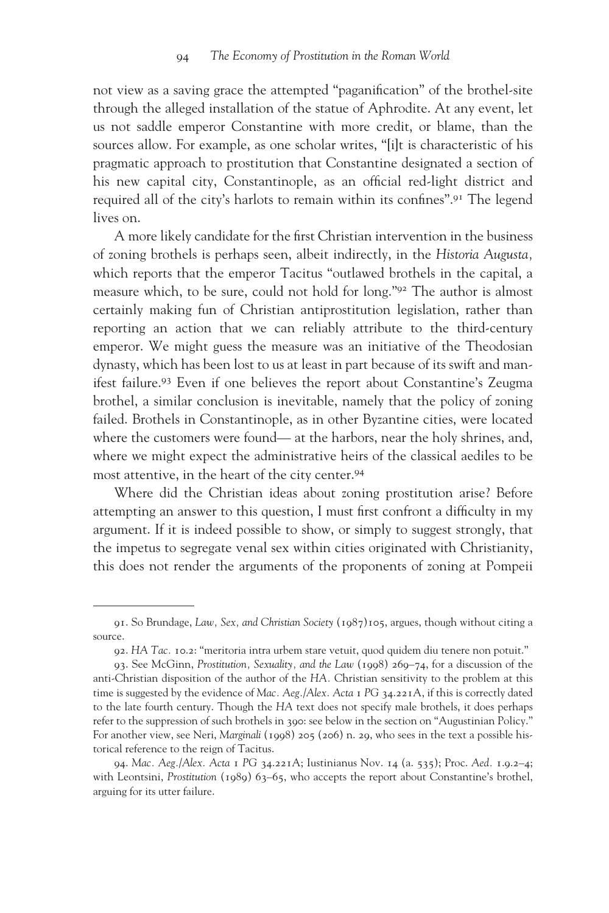not view as a saving grace the attempted "paganification" of the brothel-site through the alleged installation of the statue of Aphrodite. At any event, let us not saddle emperor Constantine with more credit, or blame, than the sources allow. For example, as one scholar writes, "[i]t is characteristic of his pragmatic approach to prostitution that Constantine designated a section of his new capital city, Constantinople, as an official red-light district and required all of the city's harlots to remain within its confines".[91] The legend lives on.

A more likely candidate for the first Christian intervention in the business of zoning brothels is perhaps seen, albeit indirectly, in the *Historia Augusta,* which reports that the emperor Tacitus "outlawed brothels in the capital, a measure which, to be sure, could not hold for long."[92] The author is almost certainly making fun of Christian antiprostitution legislation, rather than reporting an action that we can reliably attribute to the third-century emperor. We might guess the measure was an initiative of the Theodosian dynasty, which has been lost to us at least in part because of its swift and manifest failure.[93] Even if one believes the report about Constantine's Zeugma brothel, a similar conclusion is inevitable, namely that the policy of zoning failed. Brothels in Constantinople, as in other Byzantine cities, were located where the customers were found— at the harbors, near the holy shrines, and, where we might expect the administrative heirs of the classical aediles to be most attentive, in the heart of the city center.[94]

Where did the Christian ideas about zoning prostitution arise? Before attempting an answer to this question, I must first confront a difficulty in my argument. If it is indeed possible to show, or simply to suggest strongly, that the impetus to segregate venal sex within cities originated with Christianity, this does not render the arguments of the proponents of zoning at Pompeii

---

91. So Brundage, *Law, Sex, and Christian Society* (1987)105, argues, though without citing a source.

92. *HA Tac.* 10.2: "meritoria intra urbem stare vetuit, quod quidem diu tenere non potuit."

93. See McGinn, *Prostitution, Sexuality, and the Law* (1998) 269–74, for a discussion of the anti-Christian disposition of the author of the *HA.* Christian sensitivity to the problem at this time is suggested by the evidence of *Mac. Aeg./Alex. Acta* 1 *PG* 34.221A, if this is correctly dated to the late fourth century. Though the *HA* text does not specify male brothels, it does perhaps refer to the suppression of such brothels in 390: see below in the section on "Augustinian Policy." For another view, see Neri, *Marginali* (1998) 205 (206) n. 29, who sees in the text a possible historical reference to the reign of Tacitus.

94. *Mac. Aeg./Alex. Acta* 1 *PG* 34.221A; Iustinianus Nov. 14 (a. 535); Proc. *Aed.* 1.9.2–4; with Leontsini, *Prostitution* (1989) 63–65, who accepts the report about Constantine's brothel, arguing for its utter failure.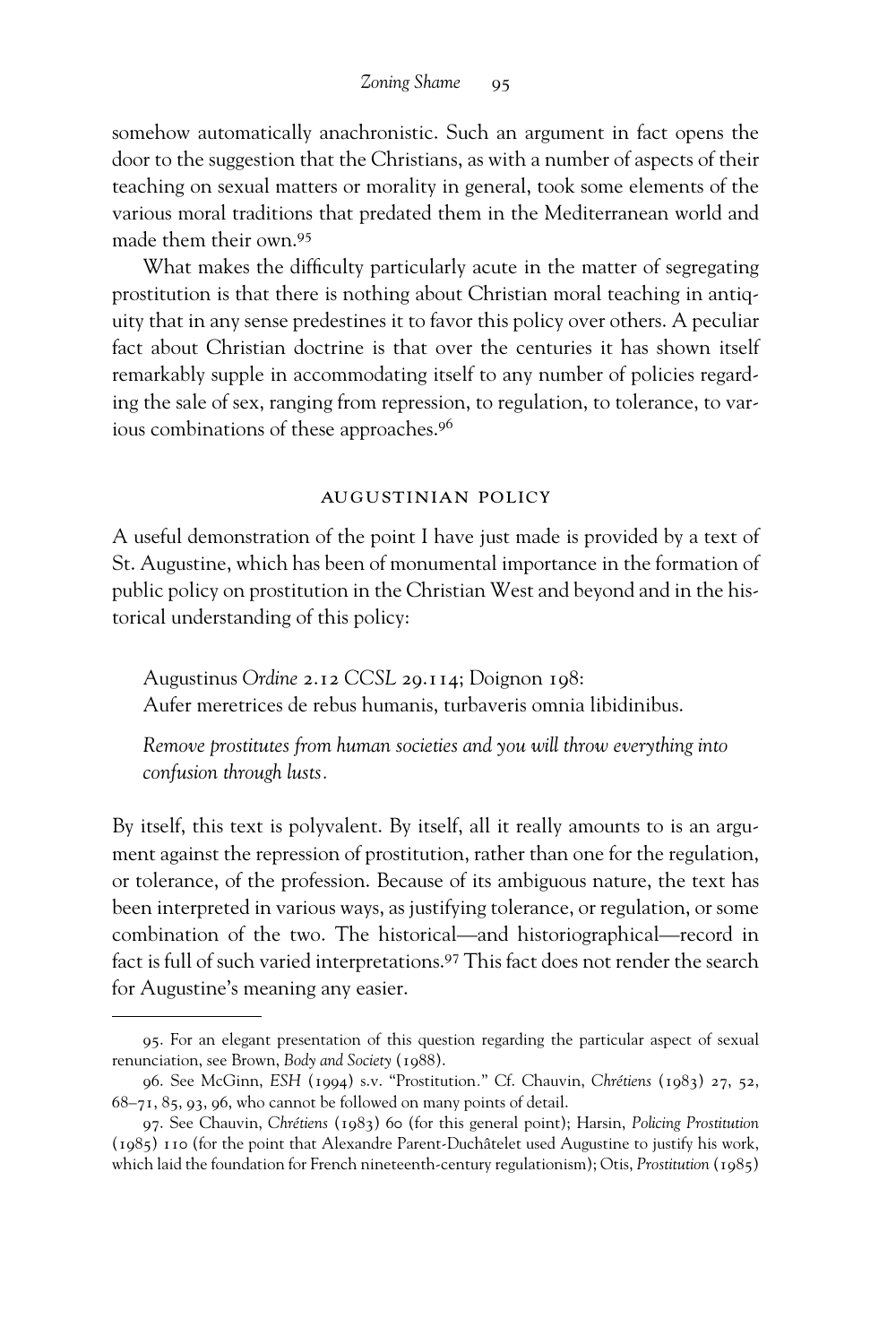somehow automatically anachronistic. Such an argument in fact opens the door to the suggestion that the Christians, as with a number of aspects of their teaching on sexual matters or morality in general, took some elements of the various moral traditions that predated them in the Mediterranean world and made them their own.[95]

What makes the difficulty particularly acute in the matter of segregating prostitution is that there is nothing about Christian moral teaching in antiquity that in any sense predestines it to favor this policy over others. A peculiar fact about Christian doctrine is that over the centuries it has shown itself remarkably supple in accommodating itself to any number of policies regarding the sale of sex, ranging from repression, to regulation, to tolerance, to various combinations of these approaches.[96]

## AUGUSTINIAN POLICY

A useful demonstration of the point I have just made is provided by a text of St. Augustine, which has been of monumental importance in the formation of public policy on prostitution in the Christian West and beyond and in the historical understanding of this policy:

> Augustinus *Ordine* 2.12 *CCSL* 29.114; Doignon 198:
> Aufer meretrices de rebus humanis, turbaveris omnia libidinibus.
>
> *Remove prostitutes from human societies and you will throw everything into confusion through lusts.*

By itself, this text is polyvalent. By itself, all it really amounts to is an argument against the repression of prostitution, rather than one for the regulation, or tolerance, of the profession. Because of its ambiguous nature, the text has been interpreted in various ways, as justifying tolerance, or regulation, or some combination of the two. The historical—and historiographical—record in fact is full of such varied interpretations.[97] This fact does not render the search for Augustine's meaning any easier.

---

95. For an elegant presentation of this question regarding the particular aspect of sexual renunciation, see Brown, *Body and Society* (1988).

96. See McGinn, *ESH* (1994) s.v. "Prostitution." Cf. Chauvin, *Chrétiens* (1983) 27, 52, 68–71, 85, 93, 96, who cannot be followed on many points of detail.

97. See Chauvin, *Chrétiens* (1983) 60 (for this general point); Harsin, *Policing Prostitution* (1985) 110 (for the point that Alexandre Parent-Duchâtelet used Augustine to justify his work, which laid the foundation for French nineteenth-century regulationism); Otis, *Prostitution* (1985)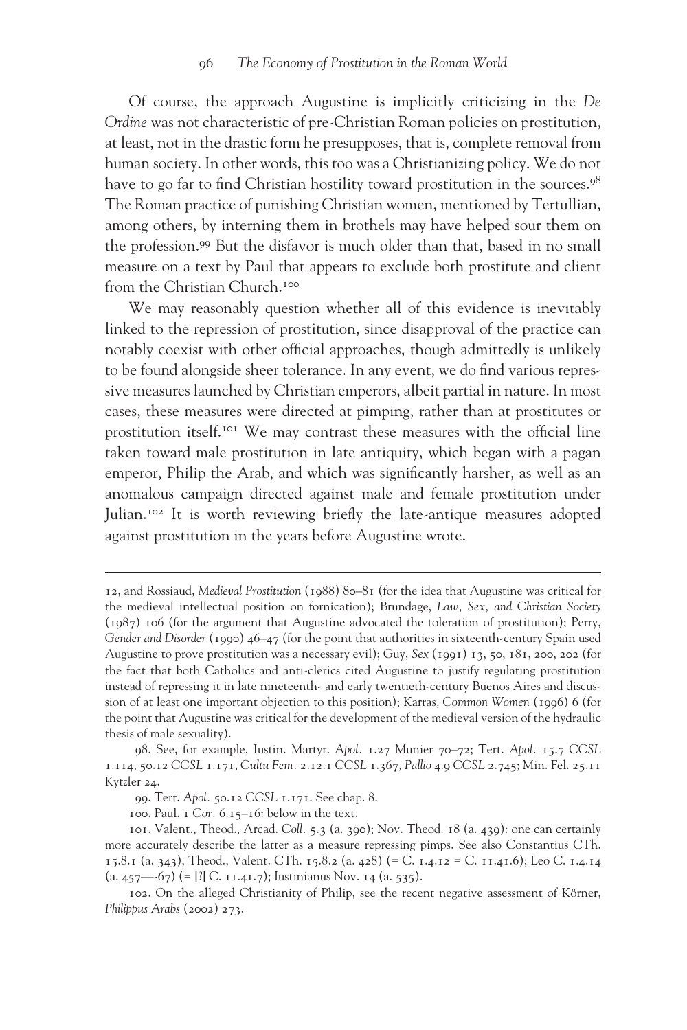Of course, the approach Augustine is implicitly criticizing in the *De Ordine* was not characteristic of pre-Christian Roman policies on prostitution, at least, not in the drastic form he presupposes, that is, complete removal from human society. In other words, this too was a Christianizing policy. We do not have to go far to find Christian hostility toward prostitution in the sources.[98] The Roman practice of punishing Christian women, mentioned by Tertullian, among others, by interning them in brothels may have helped sour them on the profession.[99] But the disfavor is much older than that, based in no small measure on a text by Paul that appears to exclude both prostitute and client from the Christian Church.[100]

We may reasonably question whether all of this evidence is inevitably linked to the repression of prostitution, since disapproval of the practice can notably coexist with other official approaches, though admittedly is unlikely to be found alongside sheer tolerance. In any event, we do find various repressive measures launched by Christian emperors, albeit partial in nature. In most cases, these measures were directed at pimping, rather than at prostitutes or prostitution itself.[101] We may contrast these measures with the official line taken toward male prostitution in late antiquity, which began with a pagan emperor, Philip the Arab, and which was significantly harsher, as well as an anomalous campaign directed against male and female prostitution under Julian.[102] It is worth reviewing briefly the late-antique measures adopted against prostitution in the years before Augustine wrote.

---

12, and Rossiaud, *Medieval Prostitution* (1988) 80–81 (for the idea that Augustine was critical for the medieval intellectual position on fornication); Brundage, *Law, Sex, and Christian Society* (1987) 106 (for the argument that Augustine advocated the toleration of prostitution); Perry, *Gender and Disorder* (1990) 46–47 (for the point that authorities in sixteenth-century Spain used Augustine to prove prostitution was a necessary evil); Guy, *Sex* (1991) 13, 50, 181, 200, 202 (for the fact that both Catholics and anti-clerics cited Augustine to justify regulating prostitution instead of repressing it in late nineteenth- and early twentieth-century Buenos Aires and discussion of at least one important objection to this position); Karras, *Common Women* (1996) 6 (for the point that Augustine was critical for the development of the medieval version of the hydraulic thesis of male sexuality).

98. See, for example, Iustin. Martyr. *Apol.* 1.27 Munier 70–72; Tert. *Apol.* 15.7 *CCSL* 1.114, 50.12 *CCSL* 1.171, *Cultu Fem.* 2.12.1 *CCSL* 1.367, *Pallio* 4.9 *CCSL* 2.745; Min. Fel. 25.11 Kytzler 24.

99. Tert. *Apol.* 50.12 *CCSL* 1.171. See chap. 8.

100. Paul. 1 *Cor.* 6.15–16: below in the text.

101. Valent., Theod., Arcad. *Coll.* 5.3 (a. 390); Nov. Theod. 18 (a. 439): one can certainly more accurately describe the latter as a measure repressing pimps. See also Constantius CTh. 15.8.1 (a. 343); Theod., Valent. CTh. 15.8.2 (a. 428) (= C. 1.4.12 = C. 11.41.6); Leo C. 1.4.14 (a. 457—-67) (= [?] C. 11.41.7); Iustinianus Nov. 14 (a. 535).

102. On the alleged Christianity of Philip, see the recent negative assessment of Körner, *Philippus Arabs* (2002) 273.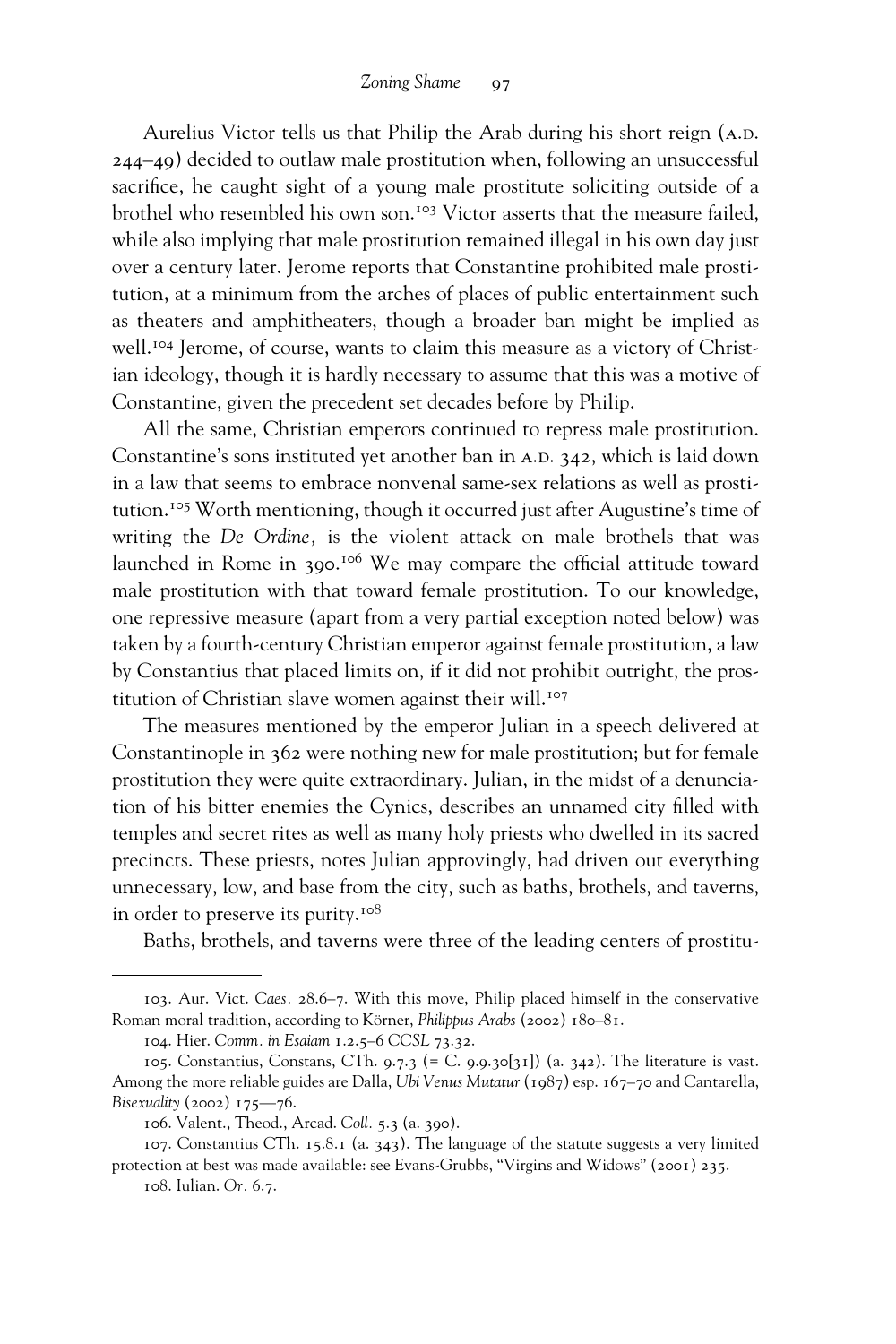Aurelius Victor tells us that Philip the Arab during his short reign (A.D. 244–49) decided to outlaw male prostitution when, following an unsuccessful sacrifice, he caught sight of a young male prostitute soliciting outside of a brothel who resembled his own son.[103] Victor asserts that the measure failed, while also implying that male prostitution remained illegal in his own day just over a century later. Jerome reports that Constantine prohibited male prostitution, at a minimum from the arches of places of public entertainment such as theaters and amphitheaters, though a broader ban might be implied as well.[104] Jerome, of course, wants to claim this measure as a victory of Christian ideology, though it is hardly necessary to assume that this was a motive of Constantine, given the precedent set decades before by Philip.

All the same, Christian emperors continued to repress male prostitution. Constantine's sons instituted yet another ban in A.D. 342, which is laid down in a law that seems to embrace nonvenal same-sex relations as well as prostitution.[105] Worth mentioning, though it occurred just after Augustine's time of writing the *De Ordine*, is the violent attack on male brothels that was launched in Rome in 390.[106] We may compare the official attitude toward male prostitution with that toward female prostitution. To our knowledge, one repressive measure (apart from a very partial exception noted below) was taken by a fourth-century Christian emperor against female prostitution, a law by Constantius that placed limits on, if it did not prohibit outright, the prostitution of Christian slave women against their will.[107]

The measures mentioned by the emperor Julian in a speech delivered at Constantinople in 362 were nothing new for male prostitution; but for female prostitution they were quite extraordinary. Julian, in the midst of a denunciation of his bitter enemies the Cynics, describes an unnamed city filled with temples and secret rites as well as many holy priests who dwelled in its sacred precincts. These priests, notes Julian approvingly, had driven out everything unnecessary, low, and base from the city, such as baths, brothels, and taverns, in order to preserve its purity.[108]

Baths, brothels, and taverns were three of the leading centers of prostitu-

---

103. Aur. Vict. *Caes*. 28.6–7. With this move, Philip placed himself in the conservative Roman moral tradition, according to Körner, *Philippus Arabs* (2002) 180–81.

104. Hier. *Comm. in Esaiam* 1.2.5–6 *CCSL* 73.32.

105. Constantius, Constans, CTh. 9.7.3 (= C. 9.9.30[31]) (a. 342). The literature is vast. Among the more reliable guides are Dalla, *Ubi Venus Mutatur* (1987) esp. 167–70 and Cantarella, *Bisexuality* (2002) 175—76.

106. Valent., Theod., Arcad. *Coll.* 5.3 (a. 390).

107. Constantius CTh. 15.8.1 (a. 343). The language of the statute suggests a very limited protection at best was made available: see Evans-Grubbs, "Virgins and Widows" (2001) 235.

108. Iulian. *Or.* 6.7.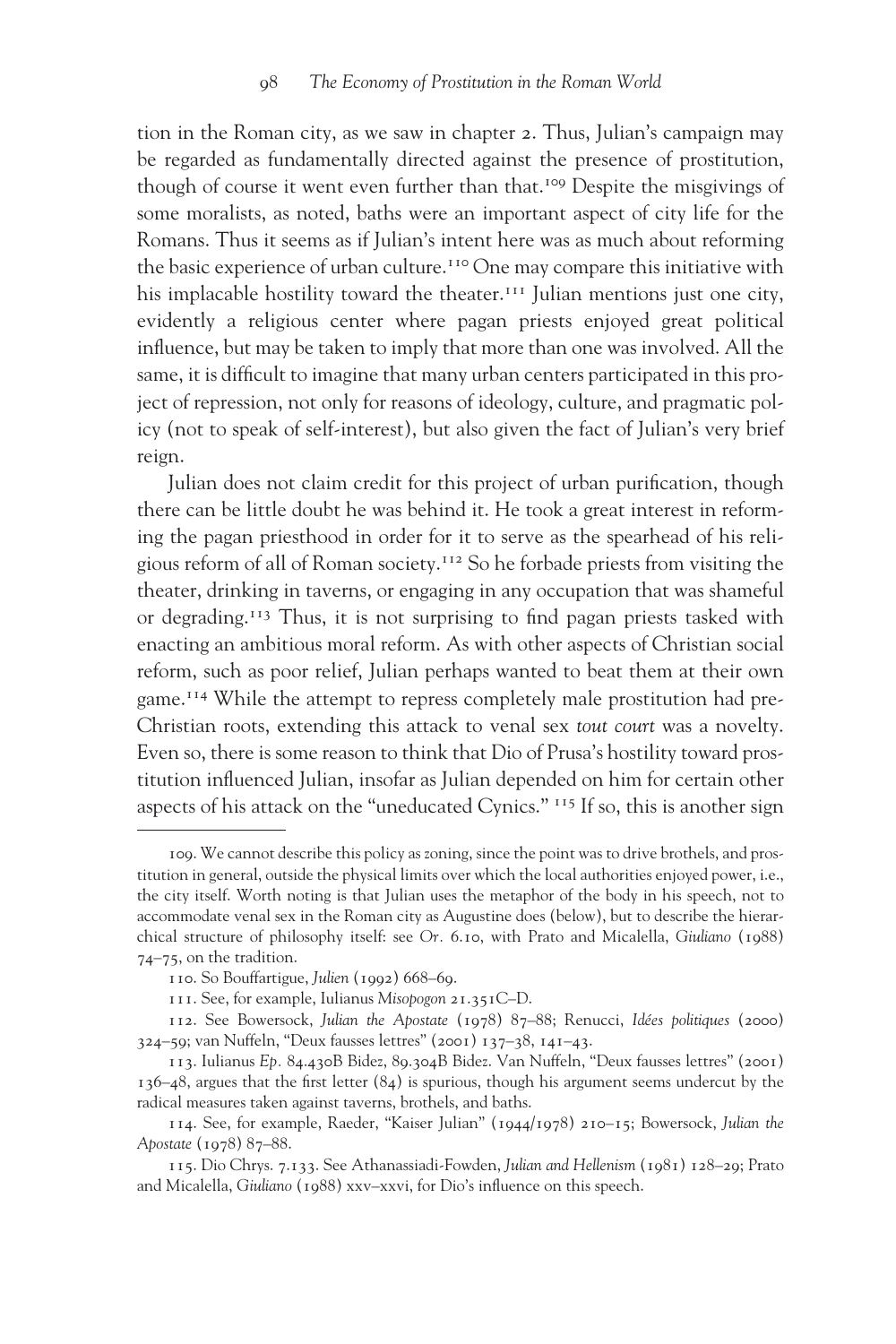tion in the Roman city, as we saw in chapter 2. Thus, Julian's campaign may be regarded as fundamentally directed against the presence of prostitution, though of course it went even further than that.[109] Despite the misgivings of some moralists, as noted, baths were an important aspect of city life for the Romans. Thus it seems as if Julian's intent here was as much about reforming the basic experience of urban culture.[110] One may compare this initiative with his implacable hostility toward the theater.[111] Julian mentions just one city, evidently a religious center where pagan priests enjoyed great political influence, but may be taken to imply that more than one was involved. All the same, it is difficult to imagine that many urban centers participated in this project of repression, not only for reasons of ideology, culture, and pragmatic policy (not to speak of self-interest), but also given the fact of Julian's very brief reign.

Julian does not claim credit for this project of urban purification, though there can be little doubt he was behind it. He took a great interest in reforming the pagan priesthood in order for it to serve as the spearhead of his religious reform of all of Roman society.[112] So he forbade priests from visiting the theater, drinking in taverns, or engaging in any occupation that was shameful or degrading.[113] Thus, it is not surprising to find pagan priests tasked with enacting an ambitious moral reform. As with other aspects of Christian social reform, such as poor relief, Julian perhaps wanted to beat them at their own game.[114] While the attempt to repress completely male prostitution had pre-Christian roots, extending this attack to venal sex *tout court* was a novelty. Even so, there is some reason to think that Dio of Prusa's hostility toward prostitution influenced Julian, insofar as Julian depended on him for certain other aspects of his attack on the "uneducated Cynics." [115] If so, this is another sign

109. We cannot describe this policy as zoning, since the point was to drive brothels, and prostitution in general, outside the physical limits over which the local authorities enjoyed power, i.e., the city itself. Worth noting is that Julian uses the metaphor of the body in his speech, not to accommodate venal sex in the Roman city as Augustine does (below), but to describe the hierarchical structure of philosophy itself: see *Or.* 6.10, with Prato and Micalella, *Giuliano* (1988) 74–75, on the tradition.

110. So Bouffartigue, *Julien* (1992) 668–69.

111. See, for example, Iulianus *Misopogon* 21.351C–D.

112. See Bowersock, *Julian the Apostate* (1978) 87–88; Renucci, *Idées politiques* (2000) 324–59; van Nuffeln, "Deux fausses lettres" (2001) 137–38, 141–43.

113. Iulianus *Ep.* 84.430B Bidez, 89.304B Bidez. Van Nuffeln, "Deux fausses lettres" (2001) 136–48, argues that the first letter (84) is spurious, though his argument seems undercut by the radical measures taken against taverns, brothels, and baths.

114. See, for example, Raeder, "Kaiser Julian" (1944/1978) 210–15; Bowersock, *Julian the Apostate* (1978) 87–88.

115. Dio Chrys. 7.133. See Athanassiadi-Fowden, *Julian and Hellenism* (1981) 128–29; Prato and Micalella, *Giuliano* (1988) xxv–xxvi, for Dio's influence on this speech.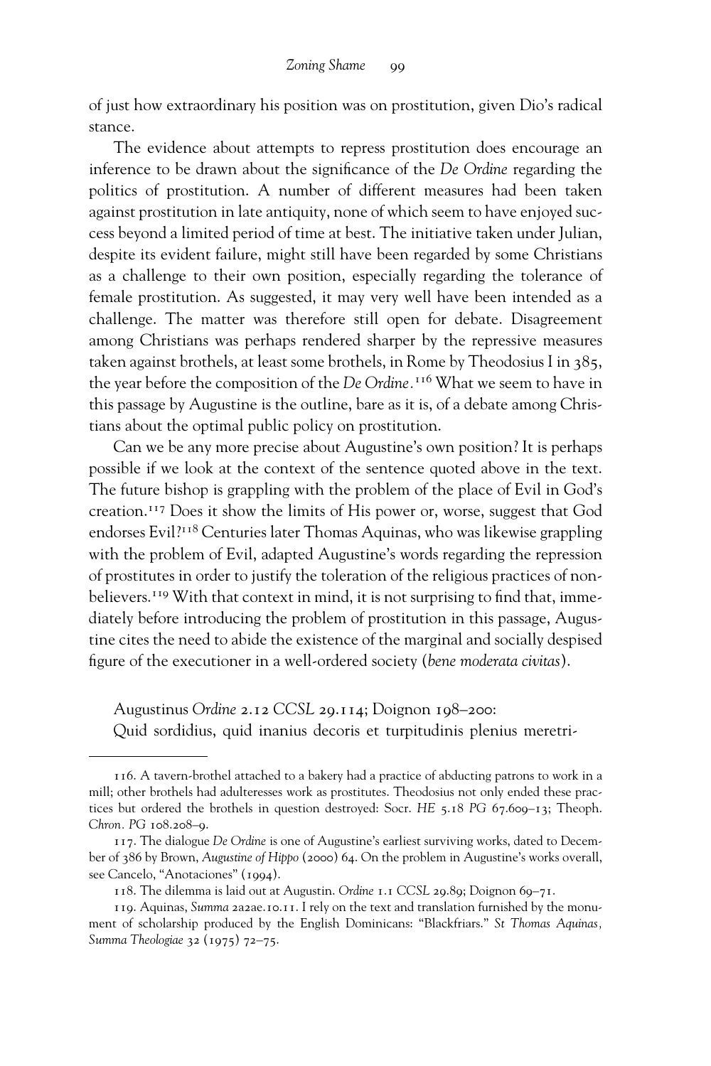of just how extraordinary his position was on prostitution, given Dio's radical stance.

The evidence about attempts to repress prostitution does encourage an inference to be drawn about the significance of the *De Ordine* regarding the politics of prostitution. A number of different measures had been taken against prostitution in late antiquity, none of which seem to have enjoyed success beyond a limited period of time at best. The initiative taken under Julian, despite its evident failure, might still have been regarded by some Christians as a challenge to their own position, especially regarding the tolerance of female prostitution. As suggested, it may very well have been intended as a challenge. The matter was therefore still open for debate. Disagreement among Christians was perhaps rendered sharper by the repressive measures taken against brothels, at least some brothels, in Rome by Theodosius I in 385, the year before the composition of the *De Ordine*.[116] What we seem to have in this passage by Augustine is the outline, bare as it is, of a debate among Christians about the optimal public policy on prostitution.

Can we be any more precise about Augustine's own position? It is perhaps possible if we look at the context of the sentence quoted above in the text. The future bishop is grappling with the problem of the place of Evil in God's creation.[117] Does it show the limits of His power or, worse, suggest that God endorses Evil?[118] Centuries later Thomas Aquinas, who was likewise grappling with the problem of Evil, adapted Augustine's words regarding the repression of prostitutes in order to justify the toleration of the religious practices of nonbelievers.[119] With that context in mind, it is not surprising to find that, immediately before introducing the problem of prostitution in this passage, Augustine cites the need to abide the existence of the marginal and socially despised figure of the executioner in a well-ordered society (*bene moderata civitas*).

Augustinus *Ordine* 2.12 *CCSL* 29.114; Doignon 198–200:
Quid sordidius, quid inanius decoris et turpitudinis plenius meretri-

116. A tavern-brothel attached to a bakery had a practice of abducting patrons to work in a mill; other brothels had adulteresses work as prostitutes. Theodosius not only ended these practices but ordered the brothels in question destroyed: Socr. *HE* 5.18 *PG* 67.609–13; Theoph. *Chron. PG* 108.208–9.

117. The dialogue *De Ordine* is one of Augustine's earliest surviving works, dated to December of 386 by Brown, *Augustine of Hippo* (2000) 64. On the problem in Augustine's works overall, see Cancelo, "Anotaciones" (1994).

118. The dilemma is laid out at Augustin. *Ordine* 1.1 *CCSL* 29.89; Doignon 69–71.

119. Aquinas, *Summa* 2a2ae.10.11. I rely on the text and translation furnished by the monument of scholarship produced by the English Dominicans: "Blackfriars." *St Thomas Aquinas, Summa Theologiae* 32 (1975) 72–75.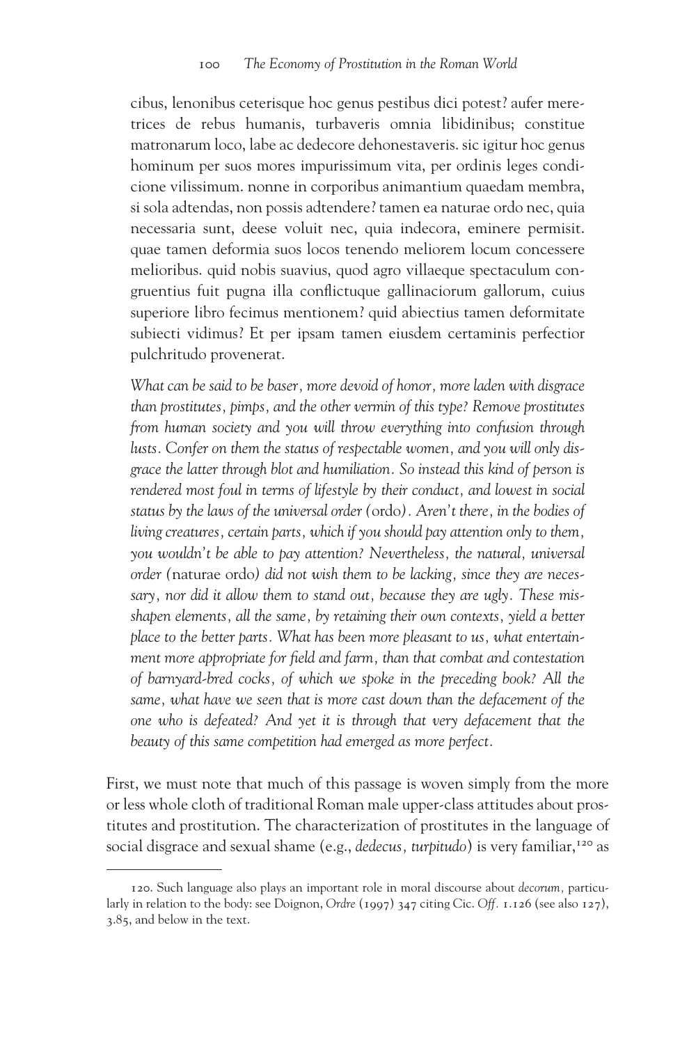cibus, lenonibus ceterisque hoc genus pestibus dici potest? aufer meretrices de rebus humanis, turbaveris omnia libidinibus; constitue matronarum loco, labe ac dedecore dehonestaveris. sic igitur hoc genus hominum per suos mores impurissimum vita, per ordinis leges condicione vilissimum. nonne in corporibus animantium quaedam membra, si sola adtendas, non possis adtendere? tamen ea naturae ordo nec, quia necessaria sunt, deese voluit nec, quia indecora, eminere permisit. quae tamen deformia suos locos tenendo meliorem locum concessere melioribus. quid nobis suavius, quod agro villaeque spectaculum congruentius fuit pugna illa conflictuque gallinaciorum gallorum, cuius superiore libro fecimus mentionem? quid abiectius tamen deformitate subiecti vidimus? Et per ipsam tamen eiusdem certaminis perfectior pulchritudo provenerat.

*What can be said to be baser, more devoid of honor, more laden with disgrace than prostitutes, pimps, and the other vermin of this type? Remove prostitutes from human society and you will throw everything into confusion through lusts. Confer on them the status of respectable women, and you will only disgrace the latter through blot and humiliation. So instead this kind of person is rendered most foul in terms of lifestyle by their conduct, and lowest in social status by the laws of the universal order (*ordo*). Aren't there, in the bodies of living creatures, certain parts, which if you should pay attention only to them, you wouldn't be able to pay attention? Nevertheless, the natural, universal order (*naturae ordo*) did not wish them to be lacking, since they are necessary, nor did it allow them to stand out, because they are ugly. These misshapen elements, all the same, by retaining their own contexts, yield a better place to the better parts. What has been more pleasant to us, what entertainment more appropriate for field and farm, than that combat and contestation of barnyard-bred cocks, of which we spoke in the preceding book? All the same, what have we seen that is more cast down than the defacement of the one who is defeated? And yet it is through that very defacement that the beauty of this same competition had emerged as more perfect.*

First, we must note that much of this passage is woven simply from the more or less whole cloth of traditional Roman male upper-class attitudes about prostitutes and prostitution. The characterization of prostitutes in the language of social disgrace and sexual shame (e.g., *dedecus, turpitudo*) is very familiar,[120] as

120. Such language also plays an important role in moral discourse about *decorum,* particularly in relation to the body: see Doignon, *Ordre* (1997) 347 citing Cic. *Off.* 1.126 (see also 127), 3.85, and below in the text.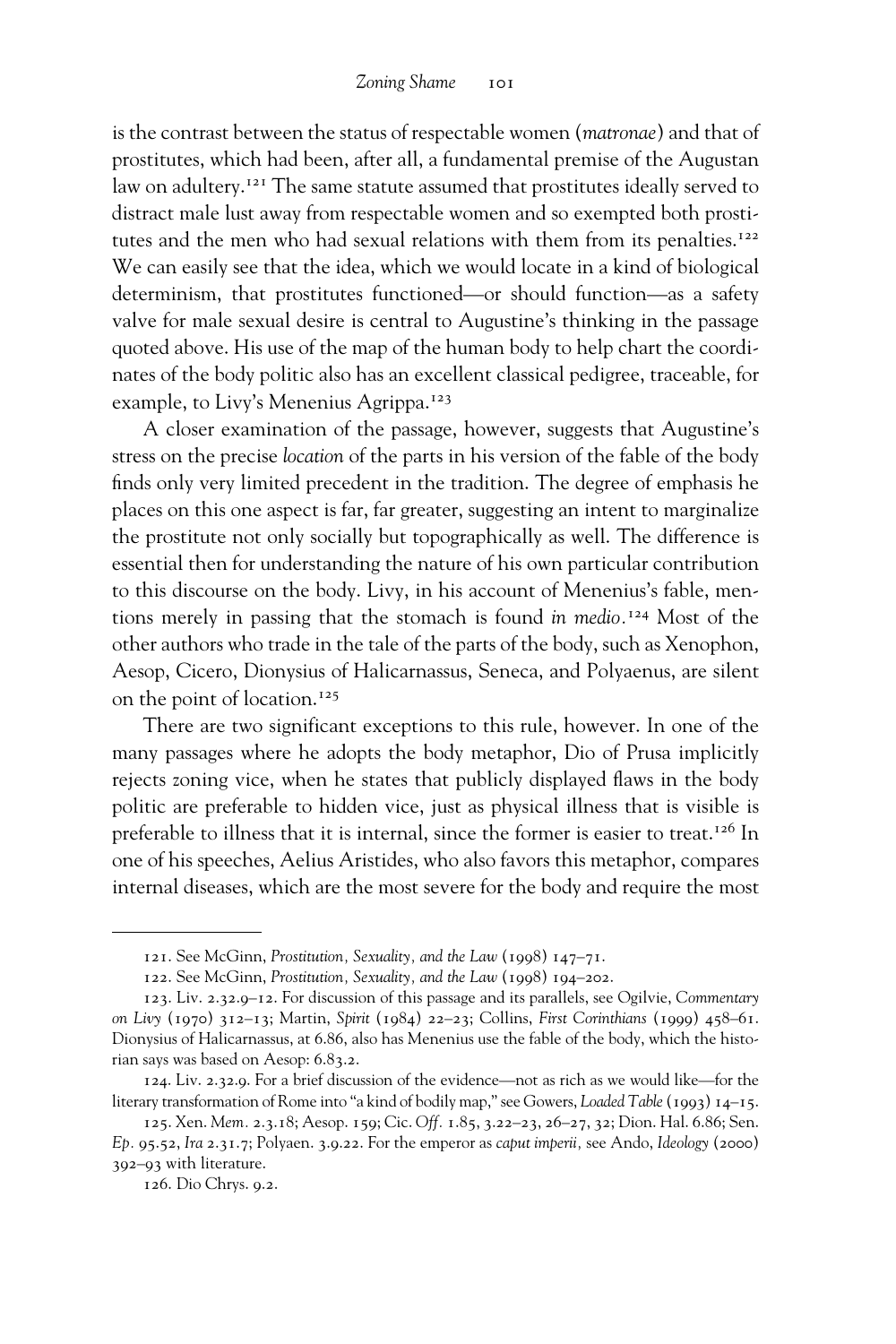is the contrast between the status of respectable women (*matronae*) and that of prostitutes, which had been, after all, a fundamental premise of the Augustan law on adultery.[121] The same statute assumed that prostitutes ideally served to distract male lust away from respectable women and so exempted both prostitutes and the men who had sexual relations with them from its penalties.[122] We can easily see that the idea, which we would locate in a kind of biological determinism, that prostitutes functioned—or should function—as a safety valve for male sexual desire is central to Augustine's thinking in the passage quoted above. His use of the map of the human body to help chart the coordinates of the body politic also has an excellent classical pedigree, traceable, for example, to Livy's Menenius Agrippa.[123]

A closer examination of the passage, however, suggests that Augustine's stress on the precise *location* of the parts in his version of the fable of the body finds only very limited precedent in the tradition. The degree of emphasis he places on this one aspect is far, far greater, suggesting an intent to marginalize the prostitute not only socially but topographically as well. The difference is essential then for understanding the nature of his own particular contribution to this discourse on the body. Livy, in his account of Menenius's fable, mentions merely in passing that the stomach is found *in medio*.[124] Most of the other authors who trade in the tale of the parts of the body, such as Xenophon, Aesop, Cicero, Dionysius of Halicarnassus, Seneca, and Polyaenus, are silent on the point of location.[125]

There are two significant exceptions to this rule, however. In one of the many passages where he adopts the body metaphor, Dio of Prusa implicitly rejects zoning vice, when he states that publicly displayed flaws in the body politic are preferable to hidden vice, just as physical illness that is visible is preferable to illness that it is internal, since the former is easier to treat.[126] In one of his speeches, Aelius Aristides, who also favors this metaphor, compares internal diseases, which are the most severe for the body and require the most

---

121. See McGinn, *Prostitution, Sexuality, and the Law* (1998) 147–71.

122. See McGinn, *Prostitution, Sexuality, and the Law* (1998) 194–202.

123. Liv. 2.32.9–12. For discussion of this passage and its parallels, see Ogilvie, *Commentary on Livy* (1970) 312–13; Martin, *Spirit* (1984) 22–23; Collins, *First Corinthians* (1999) 458–61. Dionysius of Halicarnassus, at 6.86, also has Menenius use the fable of the body, which the historian says was based on Aesop: 6.83.2.

124. Liv. 2.32.9. For a brief discussion of the evidence—not as rich as we would like—for the literary transformation of Rome into "a kind of bodily map," see Gowers, *Loaded Table* (1993) 14–15.

125. Xen. *Mem.* 2.3.18; Aesop. 159; Cic. *Off.* 1.85, 3.22–23, 26–27, 32; Dion. Hal. 6.86; Sen. *Ep.* 95.52, *Ira* 2.31.7; Polyaen. 3.9.22. For the emperor as *caput imperii,* see Ando, *Ideology* (2000) 392–93 with literature.

126. Dio Chrys. 9.2.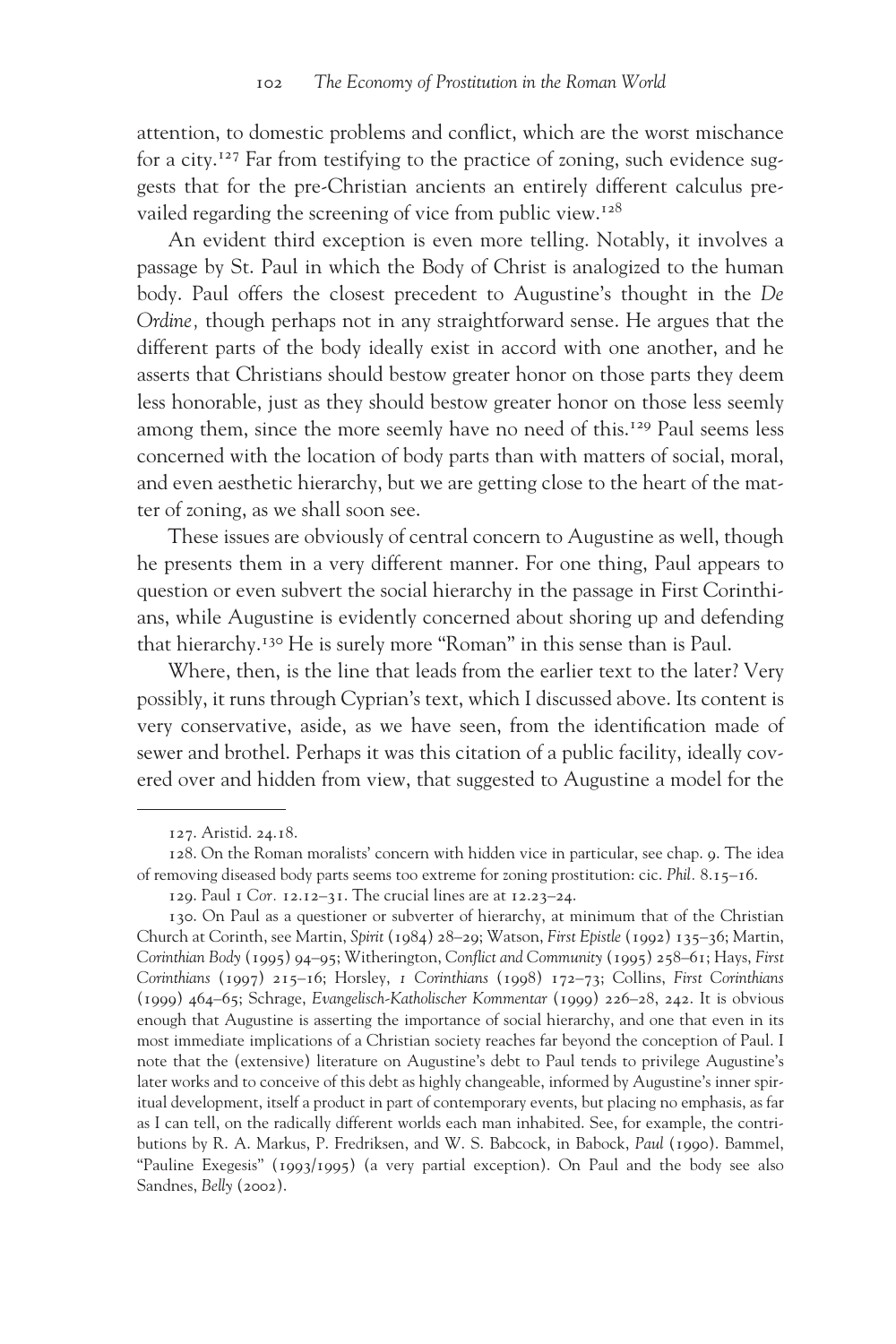attention, to domestic problems and conflict, which are the worst mischance for a city.[127] Far from testifying to the practice of zoning, such evidence suggests that for the pre-Christian ancients an entirely different calculus prevailed regarding the screening of vice from public view.[128]

An evident third exception is even more telling. Notably, it involves a passage by St. Paul in which the Body of Christ is analogized to the human body. Paul offers the closest precedent to Augustine's thought in the *De Ordine,* though perhaps not in any straightforward sense. He argues that the different parts of the body ideally exist in accord with one another, and he asserts that Christians should bestow greater honor on those parts they deem less honorable, just as they should bestow greater honor on those less seemly among them, since the more seemly have no need of this.[129] Paul seems less concerned with the location of body parts than with matters of social, moral, and even aesthetic hierarchy, but we are getting close to the heart of the matter of zoning, as we shall soon see.

These issues are obviously of central concern to Augustine as well, though he presents them in a very different manner. For one thing, Paul appears to question or even subvert the social hierarchy in the passage in First Corinthians, while Augustine is evidently concerned about shoring up and defending that hierarchy.[130] He is surely more "Roman" in this sense than is Paul.

Where, then, is the line that leads from the earlier text to the later? Very possibly, it runs through Cyprian's text, which I discussed above. Its content is very conservative, aside, as we have seen, from the identification made of sewer and brothel. Perhaps it was this citation of a public facility, ideally covered over and hidden from view, that suggested to Augustine a model for the

---

127. Aristid. 24.18.

128. On the Roman moralists' concern with hidden vice in particular, see chap. 9. The idea of removing diseased body parts seems too extreme for zoning prostitution: cic. *Phil.* 8.15–16.

129. Paul *1 Cor.* 12.12–31. The crucial lines are at 12.23–24.

130. On Paul as a questioner or subverter of hierarchy, at minimum that of the Christian Church at Corinth, see Martin, *Spirit* (1984) 28–29; Watson, *First Epistle* (1992) 135–36; Martin, *Corinthian Body* (1995) 94–95; Witherington, *Conflict and Community* (1995) 258–61; Hays, *First Corinthians* (1997) 215–16; Horsley, *1 Corinthians* (1998) 172–73; Collins, *First Corinthians* (1999) 464–65; Schrage, *Evangelisch-Katholischer Kommentar* (1999) 226–28, 242. It is obvious enough that Augustine is asserting the importance of social hierarchy, and one that even in its most immediate implications of a Christian society reaches far beyond the conception of Paul. I note that the (extensive) literature on Augustine's debt to Paul tends to privilege Augustine's later works and to conceive of this debt as highly changeable, informed by Augustine's inner spiritual development, itself a product in part of contemporary events, but placing no emphasis, as far as I can tell, on the radically different worlds each man inhabited. See, for example, the contributions by R. A. Markus, P. Fredriksen, and W. S. Babcock, in Babock, *Paul* (1990). Bammel, "Pauline Exegesis" (1993/1995) (a very partial exception). On Paul and the body see also Sandnes, *Belly* (2002).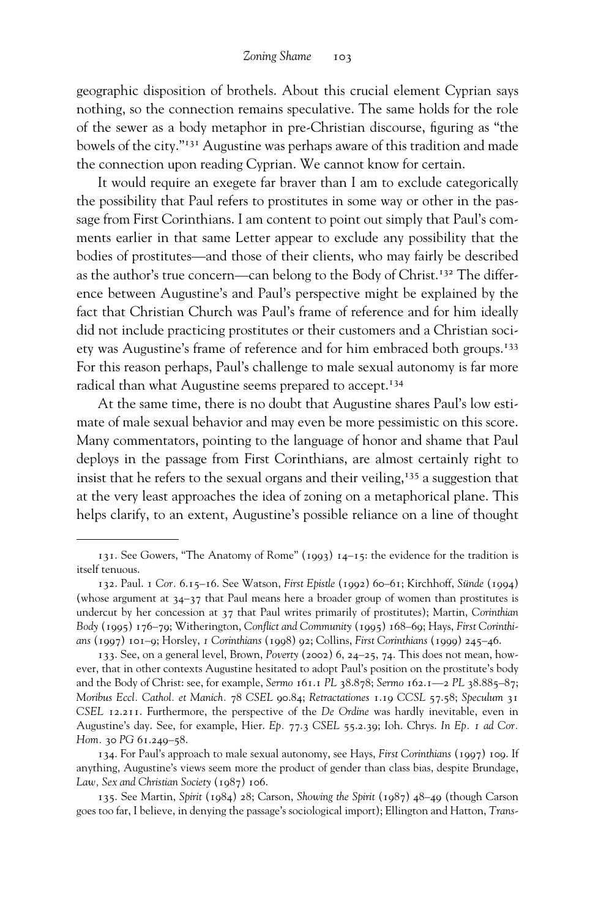geographic disposition of brothels. About this crucial element Cyprian says nothing, so the connection remains speculative. The same holds for the role of the sewer as a body metaphor in pre-Christian discourse, figuring as "the bowels of the city."[131] Augustine was perhaps aware of this tradition and made the connection upon reading Cyprian. We cannot know for certain.

It would require an exegete far braver than I am to exclude categorically the possibility that Paul refers to prostitutes in some way or other in the passage from First Corinthians. I am content to point out simply that Paul's comments earlier in that same Letter appear to exclude any possibility that the bodies of prostitutes—and those of their clients, who may fairly be described as the author's true concern—can belong to the Body of Christ.[132] The difference between Augustine's and Paul's perspective might be explained by the fact that Christian Church was Paul's frame of reference and for him ideally did not include practicing prostitutes or their customers and a Christian society was Augustine's frame of reference and for him embraced both groups.[133] For this reason perhaps, Paul's challenge to male sexual autonomy is far more radical than what Augustine seems prepared to accept.[134]

At the same time, there is no doubt that Augustine shares Paul's low estimate of male sexual behavior and may even be more pessimistic on this score. Many commentators, pointing to the language of honor and shame that Paul deploys in the passage from First Corinthians, are almost certainly right to insist that he refers to the sexual organs and their veiling,[135] a suggestion that at the very least approaches the idea of zoning on a metaphorical plane. This helps clarify, to an extent, Augustine's possible reliance on a line of thought

---

131. See Gowers, "The Anatomy of Rome" (1993) 14–15: the evidence for the tradition is itself tenuous.

132. Paul. *1 Cor.* 6.15–16. See Watson, *First Epistle* (1992) 60–61; Kirchhoff, *Sünde* (1994) (whose argument at 34–37 that Paul means here a broader group of women than prostitutes is undercut by her concession at 37 that Paul writes primarily of prostitutes); Martin, *Corinthian Body* (1995) 176–79; Witherington, *Conflict and Community* (1995) 168–69; Hays, *First Corinthians* (1997) 101–9; Horsley, *1 Corinthians* (1998) 92; Collins, *First Corinthians* (1999) 245–46.

133. See, on a general level, Brown, *Poverty* (2002) 6, 24–25, 74. This does not mean, however, that in other contexts Augustine hesitated to adopt Paul's position on the prostitute's body and the Body of Christ: see, for example, *Sermo* 161.1 *PL* 38.878; *Sermo* 162.1—2 *PL* 38.885–87; *Moribus Eccl. Cathol. et Manich.* 78 *CSEL* 90.84; *Retractationes* 1.19 *CCSL* 57.58; *Speculum* 31 *CSEL* 12.211. Furthermore, the perspective of the *De Ordine* was hardly inevitable, even in Augustine's day. See, for example, Hier. *Ep.* 77.3 *CSEL* 55.2.39; Ioh. Chrys. *In Ep. 1 ad Cor. Hom.* 30 *PG* 61.249–58.

134. For Paul's approach to male sexual autonomy, see Hays, *First Corinthians* (1997) 109. If anything, Augustine's views seem more the product of gender than class bias, despite Brundage, *Law, Sex and Christian Society* (1987) 106.

135. See Martin, *Spirit* (1984) 28; Carson, *Showing the Spirit* (1987) 48–49 (though Carson goes too far, I believe, in denying the passage's sociological import); Ellington and Hatton, *Trans-*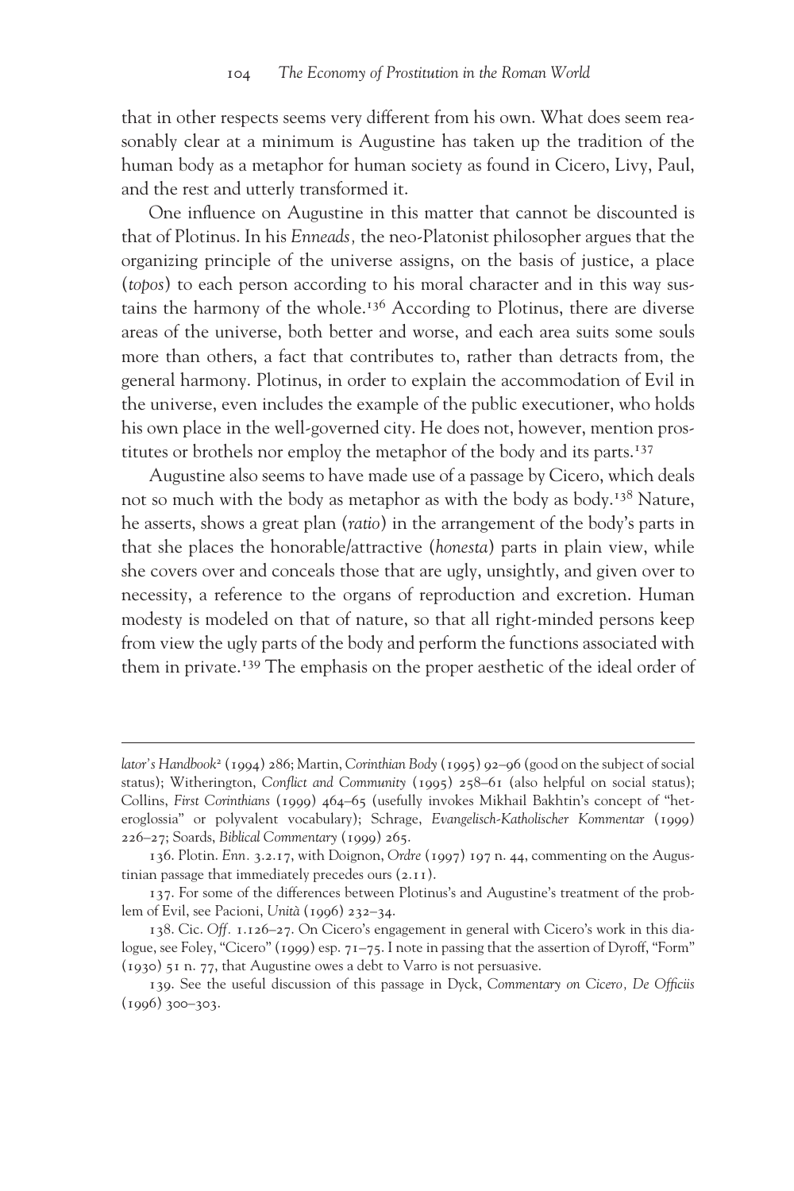that in other respects seems very different from his own. What does seem reasonably clear at a minimum is Augustine has taken up the tradition of the human body as a metaphor for human society as found in Cicero, Livy, Paul, and the rest and utterly transformed it.

One influence on Augustine in this matter that cannot be discounted is that of Plotinus. In his *Enneads,* the neo-Platonist philosopher argues that the organizing principle of the universe assigns, on the basis of justice, a place (*topos*) to each person according to his moral character and in this way sustains the harmony of the whole.[136] According to Plotinus, there are diverse areas of the universe, both better and worse, and each area suits some souls more than others, a fact that contributes to, rather than detracts from, the general harmony. Plotinus, in order to explain the accommodation of Evil in the universe, even includes the example of the public executioner, who holds his own place in the well-governed city. He does not, however, mention prostitutes or brothels nor employ the metaphor of the body and its parts.[137]

Augustine also seems to have made use of a passage by Cicero, which deals not so much with the body as metaphor as with the body as body.[138] Nature, he asserts, shows a great plan (*ratio*) in the arrangement of the body's parts in that she places the honorable/attractive (*honesta*) parts in plain view, while she covers over and conceals those that are ugly, unsightly, and given over to necessity, a reference to the organs of reproduction and excretion. Human modesty is modeled on that of nature, so that all right-minded persons keep from view the ugly parts of the body and perform the functions associated with them in private.[139] The emphasis on the proper aesthetic of the ideal order of

---

*lator's Handbook*² (1994) 286; Martin, *Corinthian Body* (1995) 92–96 (good on the subject of social status); Witherington, *Conflict and Community* (1995) 258–61 (also helpful on social status); Collins, *First Corinthians* (1999) 464–65 (usefully invokes Mikhail Bakhtin's concept of "heteroglossia" or polyvalent vocabulary); Schrage, *Evangelisch-Katholischer Kommentar* (1999) 226–27; Soards, *Biblical Commentary* (1999) 265.

136. Plotin. *Enn.* 3.2.17, with Doignon, *Ordre* (1997) 197 n. 44, commenting on the Augustinian passage that immediately precedes ours (2.11).

137. For some of the differences between Plotinus's and Augustine's treatment of the problem of Evil, see Pacioni, *Unità* (1996) 232–34.

138. Cic. *Off.* 1.126–27. On Cicero's engagement in general with Cicero's work in this dialogue, see Foley, "Cicero" (1999) esp. 71–75. I note in passing that the assertion of Dyroff, "Form" (1930) 51 n. 77, that Augustine owes a debt to Varro is not persuasive.

139. See the useful discussion of this passage in Dyck, *Commentary on Cicero, De Officiis* (1996) 300–303.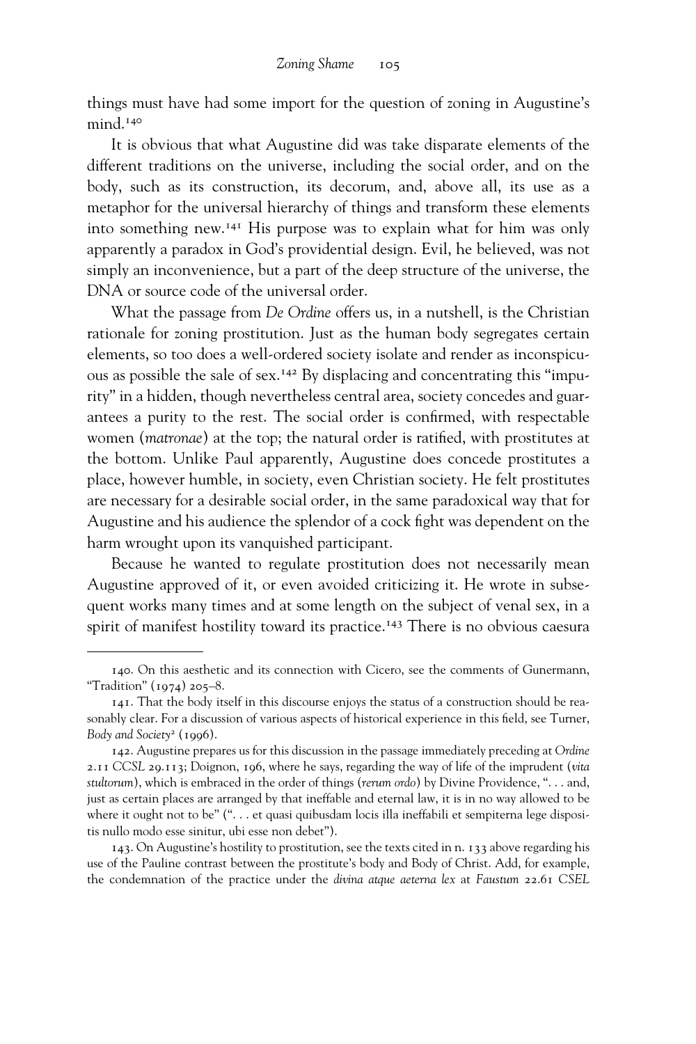things must have had some import for the question of zoning in Augustine's mind.[140]

It is obvious that what Augustine did was take disparate elements of the different traditions on the universe, including the social order, and on the body, such as its construction, its decorum, and, above all, its use as a metaphor for the universal hierarchy of things and transform these elements into something new.[141] His purpose was to explain what for him was only apparently a paradox in God's providential design. Evil, he believed, was not simply an inconvenience, but a part of the deep structure of the universe, the DNA or source code of the universal order.

What the passage from *De Ordine* offers us, in a nutshell, is the Christian rationale for zoning prostitution. Just as the human body segregates certain elements, so too does a well-ordered society isolate and render as inconspicuous as possible the sale of sex.[142] By displacing and concentrating this "impurity" in a hidden, though nevertheless central area, society concedes and guarantees a purity to the rest. The social order is confirmed, with respectable women (*matronae*) at the top; the natural order is ratified, with prostitutes at the bottom. Unlike Paul apparently, Augustine does concede prostitutes a place, however humble, in society, even Christian society. He felt prostitutes are necessary for a desirable social order, in the same paradoxical way that for Augustine and his audience the splendor of a cock fight was dependent on the harm wrought upon its vanquished participant.

Because he wanted to regulate prostitution does not necessarily mean Augustine approved of it, or even avoided criticizing it. He wrote in subsequent works many times and at some length on the subject of venal sex, in a spirit of manifest hostility toward its practice.[143] There is no obvious caesura

---

140. On this aesthetic and its connection with Cicero, see the comments of Gunermann, "Tradition" (1974) 205–8.

141. That the body itself in this discourse enjoys the status of a construction should be reasonably clear. For a discussion of various aspects of historical experience in this field, see Turner, *Body and Society*[2] (1996).

142. Augustine prepares us for this discussion in the passage immediately preceding at *Ordine* 2.11 *CCSL* 29.113; Doignon, 196, where he says, regarding the way of life of the imprudent (*vita stultorum*), which is embraced in the order of things (*rerum ordo*) by Divine Providence, ". . . and, just as certain places are arranged by that ineffable and eternal law, it is in no way allowed to be where it ought not to be" (". . . et quasi quibusdam locis illa ineffabili et sempiterna lege dispositis nullo modo esse sinitur, ubi esse non debet").

143. On Augustine's hostility to prostitution, see the texts cited in n. 133 above regarding his use of the Pauline contrast between the prostitute's body and Body of Christ. Add, for example, the condemnation of the practice under the *divina atque aeterna lex* at *Faustum* 22.61 *CSEL*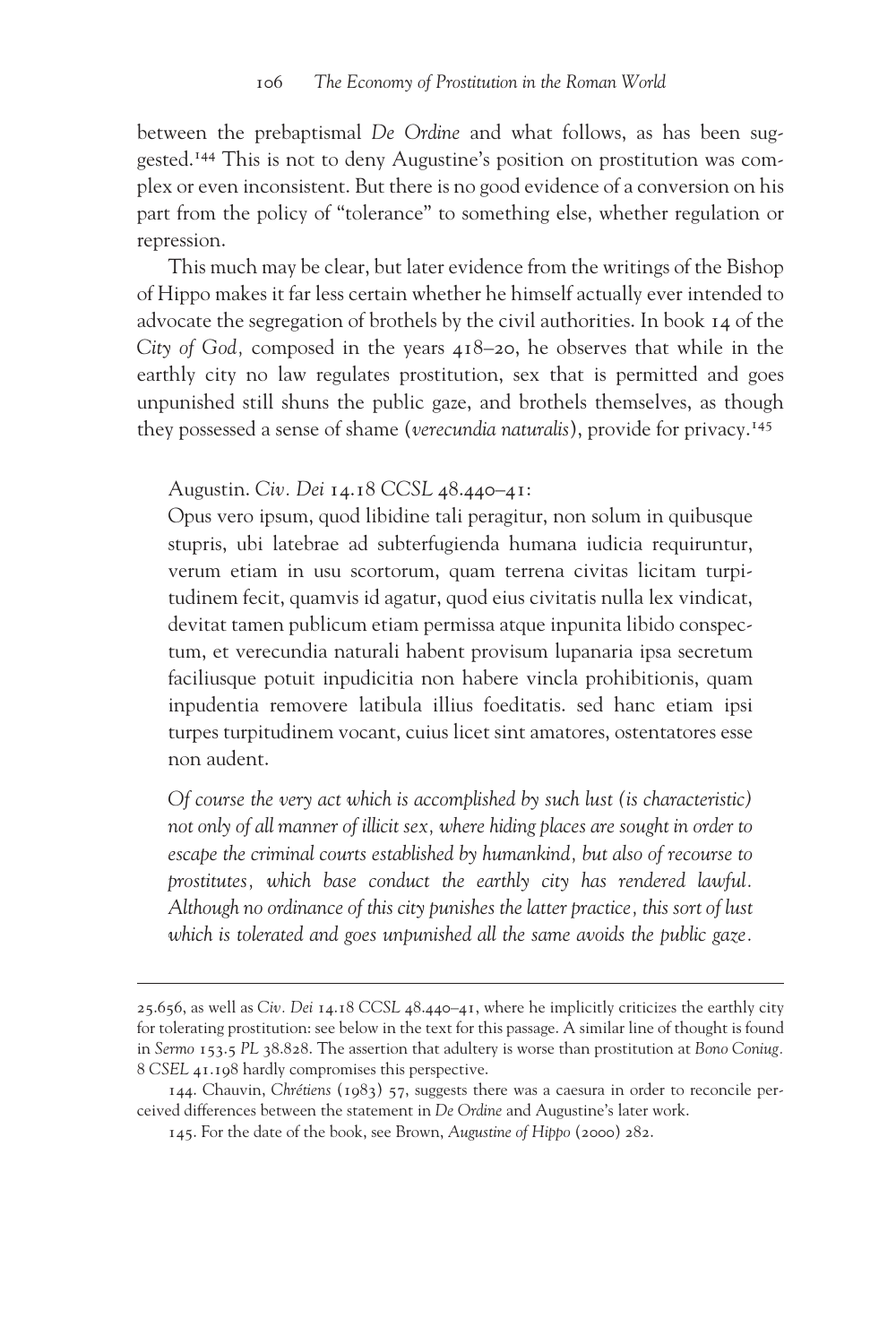between the prebaptismal *De Ordine* and what follows, as has been suggested.[144] This is not to deny Augustine's position on prostitution was complex or even inconsistent. But there is no good evidence of a conversion on his part from the policy of "tolerance" to something else, whether regulation or repression.

This much may be clear, but later evidence from the writings of the Bishop of Hippo makes it far less certain whether he himself actually ever intended to advocate the segregation of brothels by the civil authorities. In book 14 of the *City of God,* composed in the years 418–20, he observes that while in the earthly city no law regulates prostitution, sex that is permitted and goes unpunished still shuns the public gaze, and brothels themselves, as though they possessed a sense of shame (*verecundia naturalis*), provide for privacy.[145]

> Augustin. *Civ. Dei* 14.18 *CCSL* 48.440–41:
> Opus vero ipsum, quod libidine tali peragitur, non solum in quibusque stupris, ubi latebrae ad subterfugienda humana iudicia requiruntur, verum etiam in usu scortorum, quam terrena civitas licitam turpitudinem fecit, quamvis id agatur, quod eius civitatis nulla lex vindicat, devitat tamen publicum etiam permissa atque inpunita libido conspectum, et verecundia naturali habent provisum lupanaria ipsa secretum faciliusque potuit inpudicitia non habere vincla prohibitionis, quam inpudentia removere latibula illius foeditatis. sed hanc etiam ipsi turpes turpitudinem vocant, cuius licet sint amatores, ostentatores esse non audent.
>
> *Of course the very act which is accomplished by such lust (is characteristic) not only of all manner of illicit sex, where hiding places are sought in order to escape the criminal courts established by humankind, but also of recourse to prostitutes, which base conduct the earthly city has rendered lawful. Although no ordinance of this city punishes the latter practice, this sort of lust which is tolerated and goes unpunished all the same avoids the public gaze.*

---

25.656, as well as *Civ. Dei* 14.18 *CCSL* 48.440–41, where he implicitly criticizes the earthly city for tolerating prostitution: see below in the text for this passage. A similar line of thought is found in *Sermo* 153.5 *PL* 38.828. The assertion that adultery is worse than prostitution at *Bono Coniug.* 8 *CSEL* 41.198 hardly compromises this perspective.

144. Chauvin, *Chrétiens* (1983) 57, suggests there was a caesura in order to reconcile perceived differences between the statement in *De Ordine* and Augustine's later work.

145. For the date of the book, see Brown, *Augustine of Hippo* (2000) 282.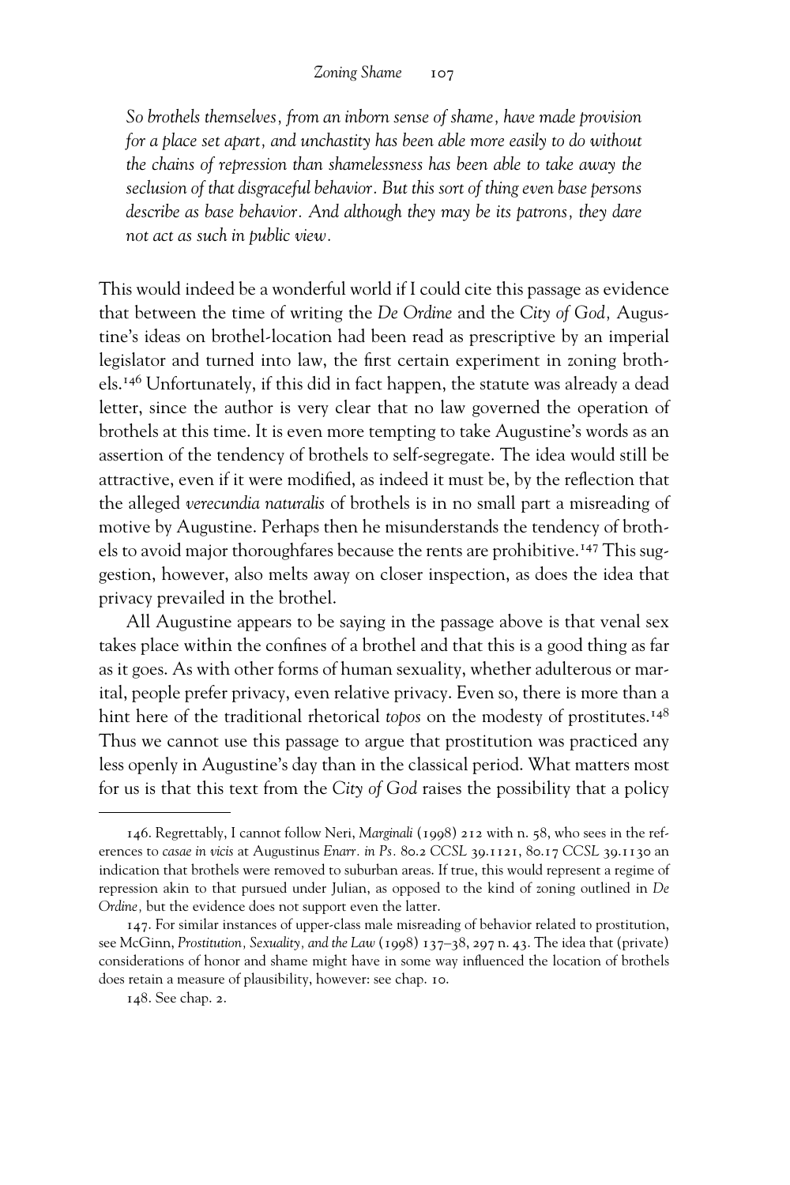*So brothels themselves, from an inborn sense of shame, have made provision for a place set apart, and unchastity has been able more easily to do without the chains of repression than shamelessness has been able to take away the seclusion of that disgraceful behavior. But this sort of thing even base persons describe as base behavior. And although they may be its patrons, they dare not act as such in public view.*

This would indeed be a wonderful world if I could cite this passage as evidence that between the time of writing the *De Ordine* and the *City of God,* Augustine's ideas on brothel-location had been read as prescriptive by an imperial legislator and turned into law, the first certain experiment in zoning brothels.[146] Unfortunately, if this did in fact happen, the statute was already a dead letter, since the author is very clear that no law governed the operation of brothels at this time. It is even more tempting to take Augustine's words as an assertion of the tendency of brothels to self-segregate. The idea would still be attractive, even if it were modified, as indeed it must be, by the reflection that the alleged *verecundia naturalis* of brothels is in no small part a misreading of motive by Augustine. Perhaps then he misunderstands the tendency of brothels to avoid major thoroughfares because the rents are prohibitive.[147] This suggestion, however, also melts away on closer inspection, as does the idea that privacy prevailed in the brothel.

All Augustine appears to be saying in the passage above is that venal sex takes place within the confines of a brothel and that this is a good thing as far as it goes. As with other forms of human sexuality, whether adulterous or marital, people prefer privacy, even relative privacy. Even so, there is more than a hint here of the traditional rhetorical *topos* on the modesty of prostitutes.[148] Thus we cannot use this passage to argue that prostitution was practiced any less openly in Augustine's day than in the classical period. What matters most for us is that this text from the *City of God* raises the possibility that a policy

146. Regrettably, I cannot follow Neri, *Marginali* (1998) 212 with n. 58, who sees in the references to *casae in vicis* at Augustinus *Enarr. in Ps.* 80.2 *CCSL* 39.1121, 80.17 *CCSL* 39.1130 an indication that brothels were removed to suburban areas. If true, this would represent a regime of repression akin to that pursued under Julian, as opposed to the kind of zoning outlined in *De Ordine,* but the evidence does not support even the latter.

147. For similar instances of upper-class male misreading of behavior related to prostitution, see McGinn, *Prostitution, Sexuality, and the Law* (1998) 137–38, 297 n. 43. The idea that (private) considerations of honor and shame might have in some way influenced the location of brothels does retain a measure of plausibility, however: see chap. 10.

148. See chap. 2.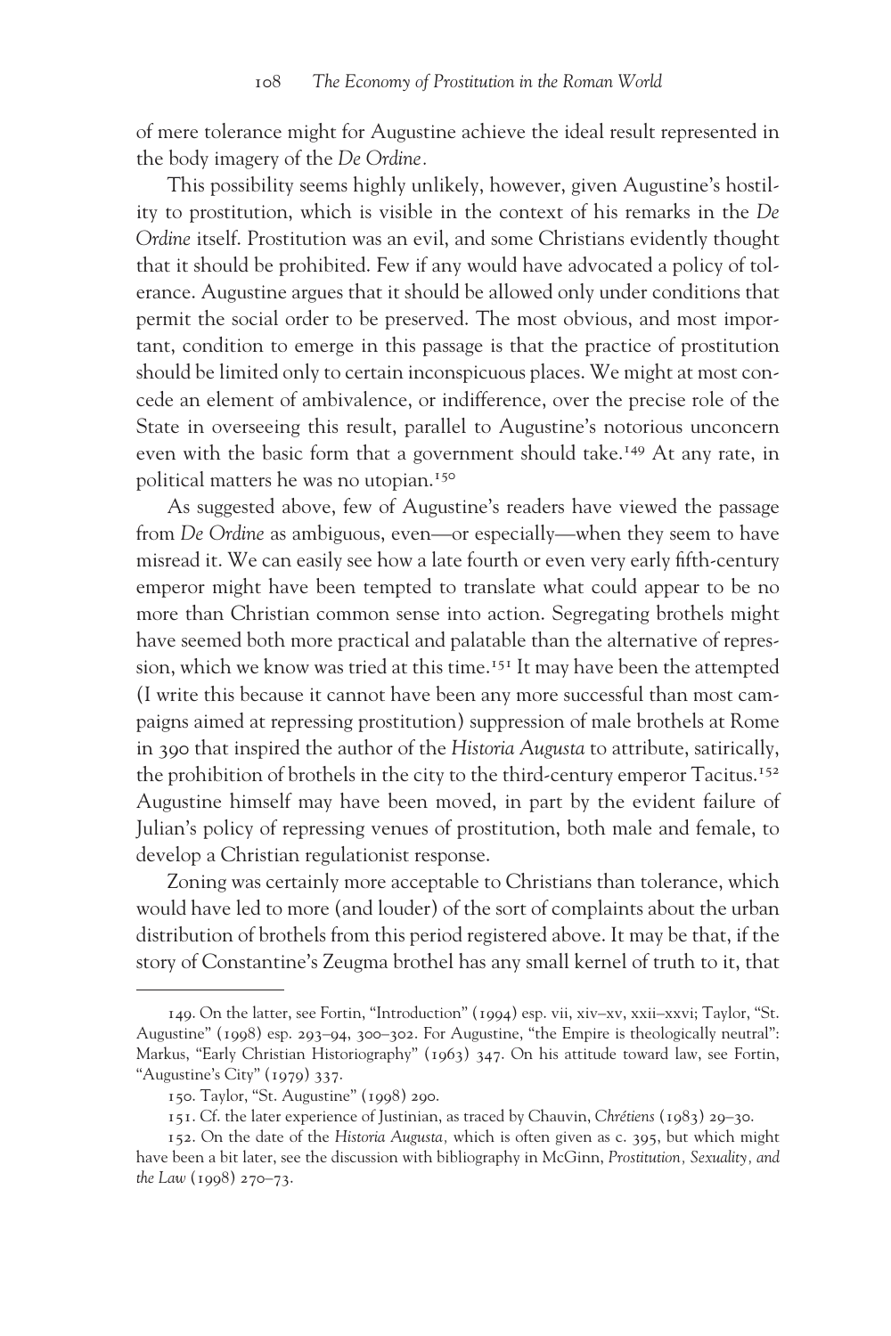of mere tolerance might for Augustine achieve the ideal result represented in the body imagery of the *De Ordine*.

This possibility seems highly unlikely, however, given Augustine's hostility to prostitution, which is visible in the context of his remarks in the *De Ordine* itself. Prostitution was an evil, and some Christians evidently thought that it should be prohibited. Few if any would have advocated a policy of tolerance. Augustine argues that it should be allowed only under conditions that permit the social order to be preserved. The most obvious, and most important, condition to emerge in this passage is that the practice of prostitution should be limited only to certain inconspicuous places. We might at most concede an element of ambivalence, or indifference, over the precise role of the State in overseeing this result, parallel to Augustine's notorious unconcern even with the basic form that a government should take.[149] At any rate, in political matters he was no utopian.[150]

As suggested above, few of Augustine's readers have viewed the passage from *De Ordine* as ambiguous, even—or especially—when they seem to have misread it. We can easily see how a late fourth or even very early fifth-century emperor might have been tempted to translate what could appear to be no more than Christian common sense into action. Segregating brothels might have seemed both more practical and palatable than the alternative of repression, which we know was tried at this time.[151] It may have been the attempted (I write this because it cannot have been any more successful than most campaigns aimed at repressing prostitution) suppression of male brothels at Rome in 390 that inspired the author of the *Historia Augusta* to attribute, satirically, the prohibition of brothels in the city to the third-century emperor Tacitus.[152] Augustine himself may have been moved, in part by the evident failure of Julian's policy of repressing venues of prostitution, both male and female, to develop a Christian regulationist response.

Zoning was certainly more acceptable to Christians than tolerance, which would have led to more (and louder) of the sort of complaints about the urban distribution of brothels from this period registered above. It may be that, if the story of Constantine's Zeugma brothel has any small kernel of truth to it, that

---

149. On the latter, see Fortin, "Introduction" (1994) esp. vii, xiv–xv, xxii–xxvi; Taylor, "St. Augustine" (1998) esp. 293–94, 300–302. For Augustine, "the Empire is theologically neutral": Markus, "Early Christian Historiography" (1963) 347. On his attitude toward law, see Fortin, "Augustine's City" (1979) 337.

150. Taylor, "St. Augustine" (1998) 290.

151. Cf. the later experience of Justinian, as traced by Chauvin, *Chrétiens* (1983) 29–30.

152. On the date of the *Historia Augusta,* which is often given as c. 395, but which might have been a bit later, see the discussion with bibliography in McGinn, *Prostitution, Sexuality, and the Law* (1998) 270–73.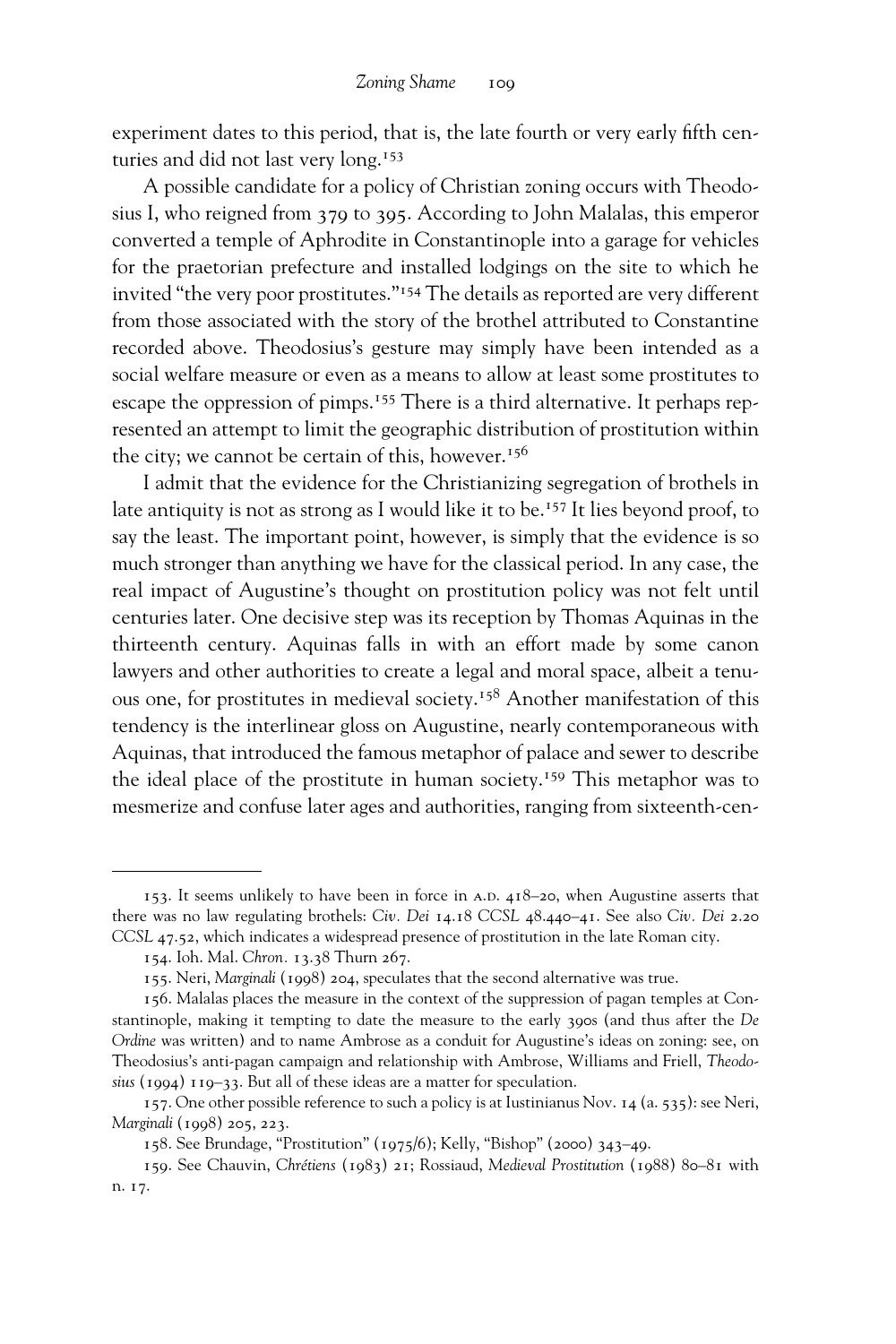experiment dates to this period, that is, the late fourth or very early fifth centuries and did not last very long.[153]

A possible candidate for a policy of Christian zoning occurs with Theodosius I, who reigned from 379 to 395. According to John Malalas, this emperor converted a temple of Aphrodite in Constantinople into a garage for vehicles for the praetorian prefecture and installed lodgings on the site to which he invited "the very poor prostitutes."[154] The details as reported are very different from those associated with the story of the brothel attributed to Constantine recorded above. Theodosius's gesture may simply have been intended as a social welfare measure or even as a means to allow at least some prostitutes to escape the oppression of pimps.[155] There is a third alternative. It perhaps represented an attempt to limit the geographic distribution of prostitution within the city; we cannot be certain of this, however.[156]

I admit that the evidence for the Christianizing segregation of brothels in late antiquity is not as strong as I would like it to be.[157] It lies beyond proof, to say the least. The important point, however, is simply that the evidence is so much stronger than anything we have for the classical period. In any case, the real impact of Augustine's thought on prostitution policy was not felt until centuries later. One decisive step was its reception by Thomas Aquinas in the thirteenth century. Aquinas falls in with an effort made by some canon lawyers and other authorities to create a legal and moral space, albeit a tenuous one, for prostitutes in medieval society.[158] Another manifestation of this tendency is the interlinear gloss on Augustine, nearly contemporaneous with Aquinas, that introduced the famous metaphor of palace and sewer to describe the ideal place of the prostitute in human society.[159] This metaphor was to mesmerize and confuse later ages and authorities, ranging from sixteenth-cen-

---

153. It seems unlikely to have been in force in A.D. 418–20, when Augustine asserts that there was no law regulating brothels: *Civ. Dei* 14.18 *CCSL* 48.440–41. See also *Civ. Dei* 2.20 *CCSL* 47.52, which indicates a widespread presence of prostitution in the late Roman city.

154. Ioh. Mal. *Chron.* 13.38 Thurn 267.

155. Neri, *Marginali* (1998) 204, speculates that the second alternative was true.

156. Malalas places the measure in the context of the suppression of pagan temples at Constantinople, making it tempting to date the measure to the early 390s (and thus after the *De Ordine* was written) and to name Ambrose as a conduit for Augustine's ideas on zoning: see, on Theodosius's anti-pagan campaign and relationship with Ambrose, Williams and Friell, *Theodosius* (1994) 119–33. But all of these ideas are a matter for speculation.

157. One other possible reference to such a policy is at Iustinianus Nov. 14 (a. 535): see Neri, *Marginali* (1998) 205, 223.

158. See Brundage, "Prostitution" (1975/6); Kelly, "Bishop" (2000) 343–49.

159. See Chauvin, *Chrétiens* (1983) 21; Rossiaud, *Medieval Prostitution* (1988) 80–81 with n. 17.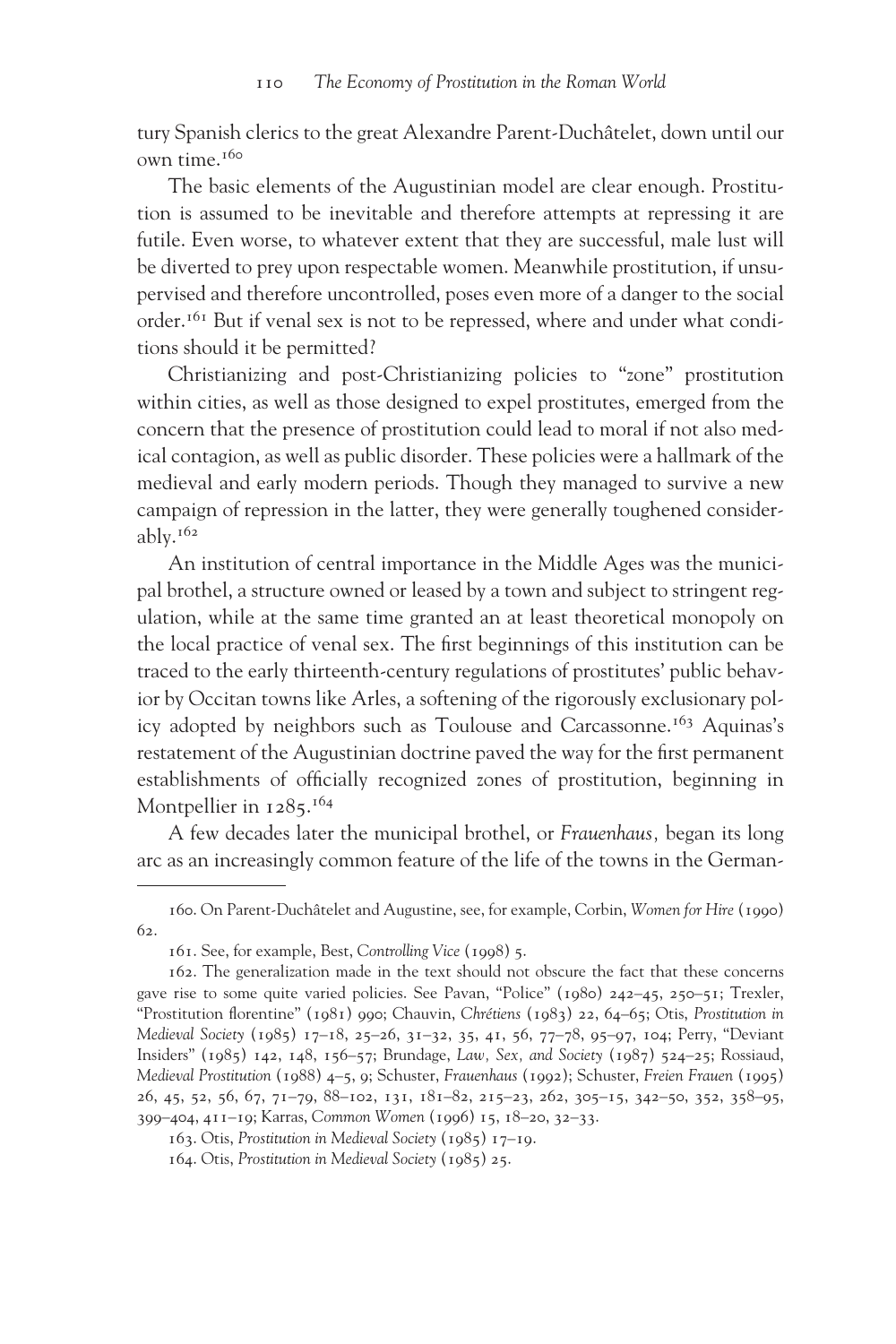tury Spanish clerics to the great Alexandre Parent-Duchâtelet, down until our own time.[160]

The basic elements of the Augustinian model are clear enough. Prostitution is assumed to be inevitable and therefore attempts at repressing it are futile. Even worse, to whatever extent that they are successful, male lust will be diverted to prey upon respectable women. Meanwhile prostitution, if unsupervised and therefore uncontrolled, poses even more of a danger to the social order.[161] But if venal sex is not to be repressed, where and under what conditions should it be permitted?

Christianizing and post-Christianizing policies to "zone" prostitution within cities, as well as those designed to expel prostitutes, emerged from the concern that the presence of prostitution could lead to moral if not also medical contagion, as well as public disorder. These policies were a hallmark of the medieval and early modern periods. Though they managed to survive a new campaign of repression in the latter, they were generally toughened considerably.[162]

An institution of central importance in the Middle Ages was the municipal brothel, a structure owned or leased by a town and subject to stringent regulation, while at the same time granted an at least theoretical monopoly on the local practice of venal sex. The first beginnings of this institution can be traced to the early thirteenth-century regulations of prostitutes' public behavior by Occitan towns like Arles, a softening of the rigorously exclusionary policy adopted by neighbors such as Toulouse and Carcassonne.[163] Aquinas's restatement of the Augustinian doctrine paved the way for the first permanent establishments of officially recognized zones of prostitution, beginning in Montpellier in 1285.[164]

A few decades later the municipal brothel, or *Frauenhaus*, began its long arc as an increasingly common feature of the life of the towns in the German-

---

160. On Parent-Duchâtelet and Augustine, see, for example, Corbin, *Women for Hire* (1990) 62.

161. See, for example, Best, *Controlling Vice* (1998) 5.

162. The generalization made in the text should not obscure the fact that these concerns gave rise to some quite varied policies. See Pavan, "Police" (1980) 242–45, 250–51; Trexler, "Prostitution florentine" (1981) 990; Chauvin, *Chrétiens* (1983) 22, 64–65; Otis, *Prostitution in Medieval Society* (1985) 17–18, 25–26, 31–32, 35, 41, 56, 77–78, 95–97, 104; Perry, "Deviant Insiders" (1985) 142, 148, 156–57; Brundage, *Law, Sex, and Society* (1987) 524–25; Rossiaud, *Medieval Prostitution* (1988) 4–5, 9; Schuster, *Frauenhaus* (1992); Schuster, *Freien Frauen* (1995) 26, 45, 52, 56, 67, 71–79, 88–102, 131, 181–82, 215–23, 262, 305–15, 342–50, 352, 358–95, 399–404, 411–19; Karras, *Common Women* (1996) 15, 18–20, 32–33.

163. Otis, *Prostitution in Medieval Society* (1985) 17–19.

164. Otis, *Prostitution in Medieval Society* (1985) 25.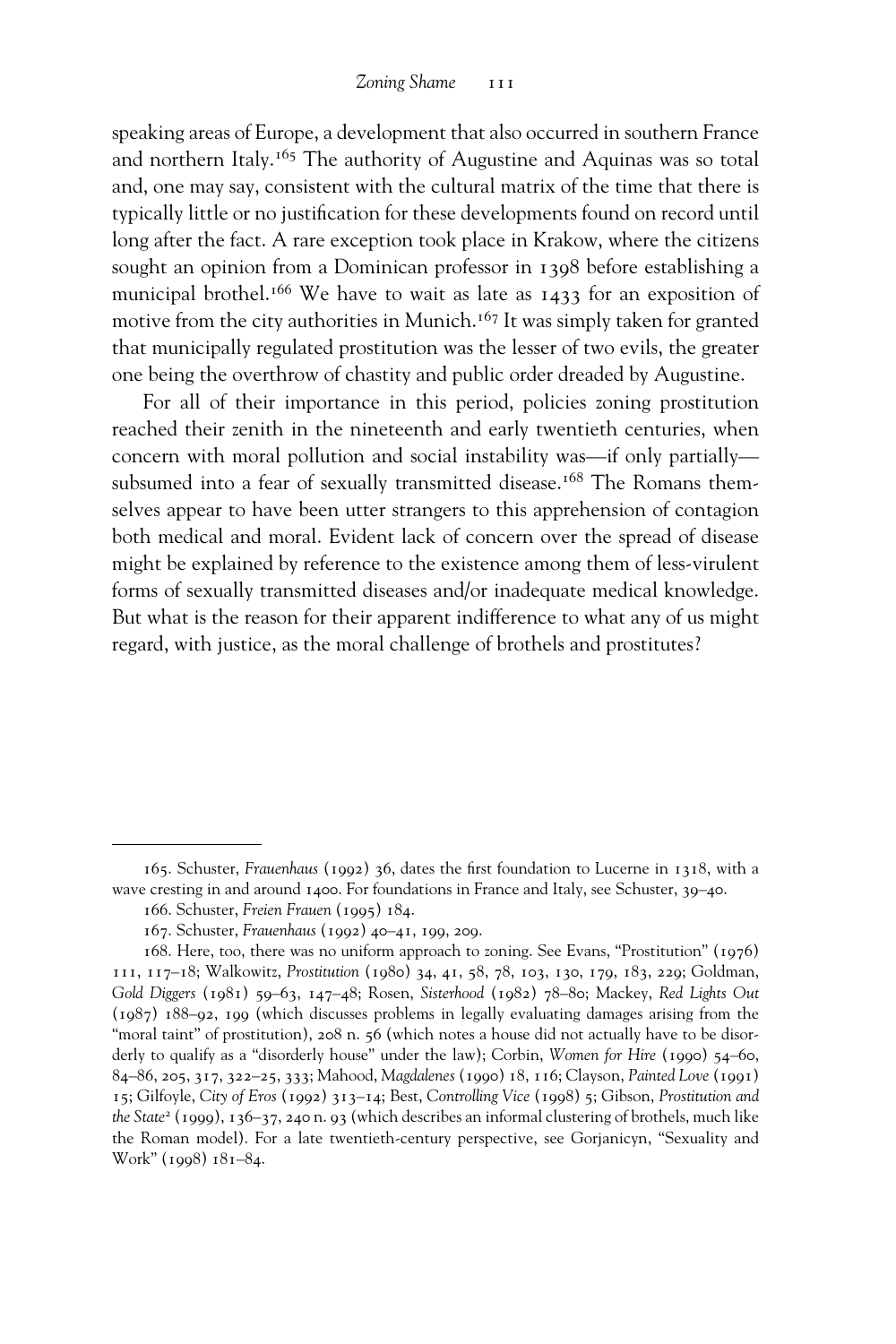speaking areas of Europe, a development that also occurred in southern France and northern Italy.[165] The authority of Augustine and Aquinas was so total and, one may say, consistent with the cultural matrix of the time that there is typically little or no justification for these developments found on record until long after the fact. A rare exception took place in Krakow, where the citizens sought an opinion from a Dominican professor in 1398 before establishing a municipal brothel.[166] We have to wait as late as 1433 for an exposition of motive from the city authorities in Munich.[167] It was simply taken for granted that municipally regulated prostitution was the lesser of two evils, the greater one being the overthrow of chastity and public order dreaded by Augustine.

For all of their importance in this period, policies zoning prostitution reached their zenith in the nineteenth and early twentieth centuries, when concern with moral pollution and social instability was—if only partially—subsumed into a fear of sexually transmitted disease.[168] The Romans themselves appear to have been utter strangers to this apprehension of contagion both medical and moral. Evident lack of concern over the spread of disease might be explained by reference to the existence among them of less-virulent forms of sexually transmitted diseases and/or inadequate medical knowledge. But what is the reason for their apparent indifference to what any of us might regard, with justice, as the moral challenge of brothels and prostitutes?

---

165. Schuster, *Frauenhaus* (1992) 36, dates the first foundation to Lucerne in 1318, with a wave cresting in and around 1400. For foundations in France and Italy, see Schuster, 39–40.

166. Schuster, *Freien Frauen* (1995) 184.

167. Schuster, *Frauenhaus* (1992) 40–41, 199, 209.

168. Here, too, there was no uniform approach to zoning. See Evans, "Prostitution" (1976) 111, 117–18; Walkowitz, *Prostitution* (1980) 34, 41, 58, 78, 103, 130, 179, 183, 229; Goldman, *Gold Diggers* (1981) 59–63, 147–48; Rosen, *Sisterhood* (1982) 78–80; Mackey, *Red Lights Out* (1987) 188–92, 199 (which discusses problems in legally evaluating damages arising from the "moral taint" of prostitution), 208 n. 56 (which notes a house did not actually have to be disorderly to qualify as a "disorderly house" under the law); Corbin, *Women for Hire* (1990) 54–60, 84–86, 205, 317, 322–25, 333; Mahood, *Magdalenes* (1990) 18, 116; Clayson, *Painted Love* (1991) 15; Gilfoyle, *City of Eros* (1992) 313–14; Best, *Controlling Vice* (1998) 5; Gibson, *Prostitution and the State*[2] (1999), 136–37, 240 n. 93 (which describes an informal clustering of brothels, much like the Roman model). For a late twentieth-century perspective, see Gorjanicyn, "Sexuality and Work" (1998) 181–84.